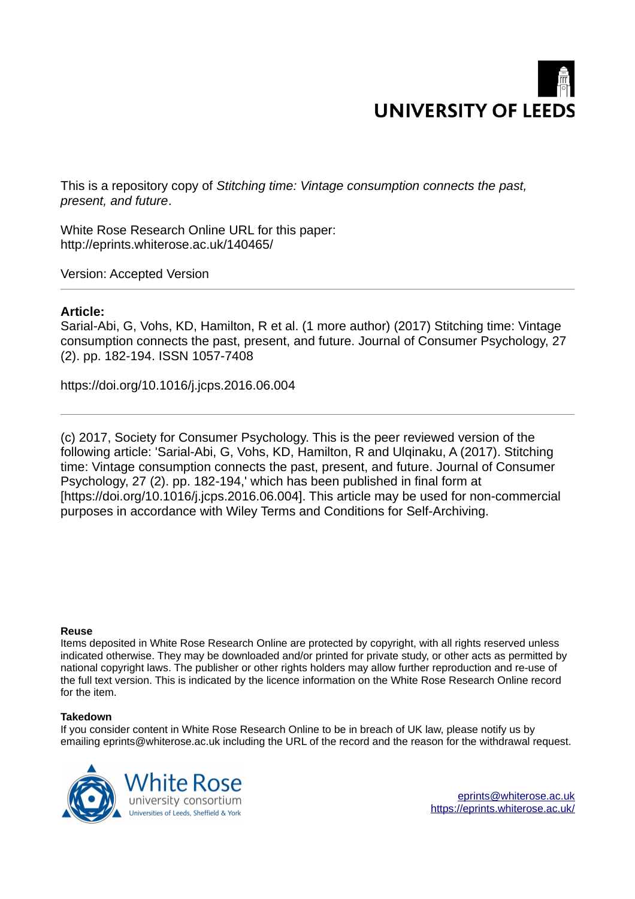UNIVERSITY OF LEEDS

This is a repository copy of *Stitching time: Vintage consumption connects the past, present, and future*.

White Rose Research Online URL for this paper:
http://eprints.whiterose.ac.uk/140465/

Version: Accepted Version

---

**Article:**

Sarial-Abi, G, Vohs, KD, Hamilton, R et al. (1 more author) (2017) Stitching time: Vintage consumption connects the past, present, and future. Journal of Consumer Psychology, 27 (2). pp. 182-194. ISSN 1057-7408

https://doi.org/10.1016/j.jcps.2016.06.004

---

(c) 2017, Society for Consumer Psychology. This is the peer reviewed version of the following article: 'Sarial-Abi, G, Vohs, KD, Hamilton, R and Ulqinaku, A (2017). Stitching time: Vintage consumption connects the past, present, and future. Journal of Consumer Psychology, 27 (2). pp. 182-194,' which has been published in final form at [https://doi.org/10.1016/j.jcps.2016.06.004]. This article may be used for non-commercial purposes in accordance with Wiley Terms and Conditions for Self-Archiving.

**Reuse**

Items deposited in White Rose Research Online are protected by copyright, with all rights reserved unless indicated otherwise. They may be downloaded and/or printed for private study, or other acts as permitted by national copyright laws. The publisher or other rights holders may allow further reproduction and re-use of the full text version. This is indicated by the licence information on the White Rose Research Online record for the item.

**Takedown**

If you consider content in White Rose Research Online to be in breach of UK law, please notify us by emailing eprints@whiterose.ac.uk including the URL of the record and the reason for the withdrawal request.

White Rose university consortium
Universities of Leeds, Sheffield & York

eprints@whiterose.ac.uk
https://eprints.whiterose.ac.uk/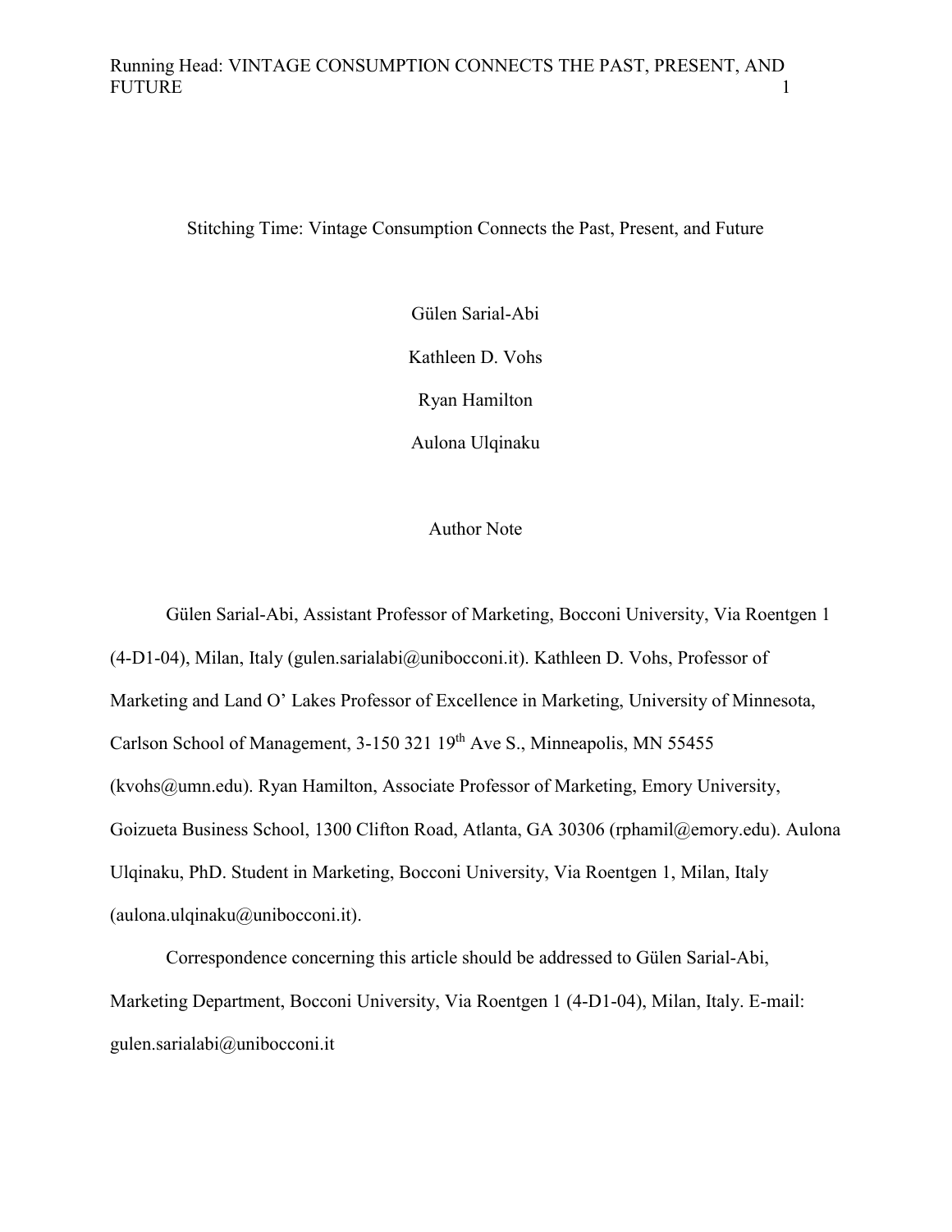# Stitching Time: Vintage Consumption Connects the Past, Present, and Future

Gülen Sarial-Abi

Kathleen D. Vohs

Ryan Hamilton

Aulona Ulqinaku

## Author Note

Gülen Sarial-Abi, Assistant Professor of Marketing, Bocconi University, Via Roentgen 1 (4-D1-04), Milan, Italy (gulen.sarialabi@unibocconi.it). Kathleen D. Vohs, Professor of Marketing and Land O' Lakes Professor of Excellence in Marketing, University of Minnesota, Carlson School of Management, 3-150 321 19th Ave S., Minneapolis, MN 55455 (kvohs@umn.edu). Ryan Hamilton, Associate Professor of Marketing, Emory University, Goizueta Business School, 1300 Clifton Road, Atlanta, GA 30306 (rphamil@emory.edu). Aulona Ulqinaku, PhD. Student in Marketing, Bocconi University, Via Roentgen 1, Milan, Italy (aulona.ulqinaku@unibocconi.it).

Correspondence concerning this article should be addressed to Gülen Sarial-Abi, Marketing Department, Bocconi University, Via Roentgen 1 (4-D1-04), Milan, Italy. E-mail: gulen.sarialabi@unibocconi.it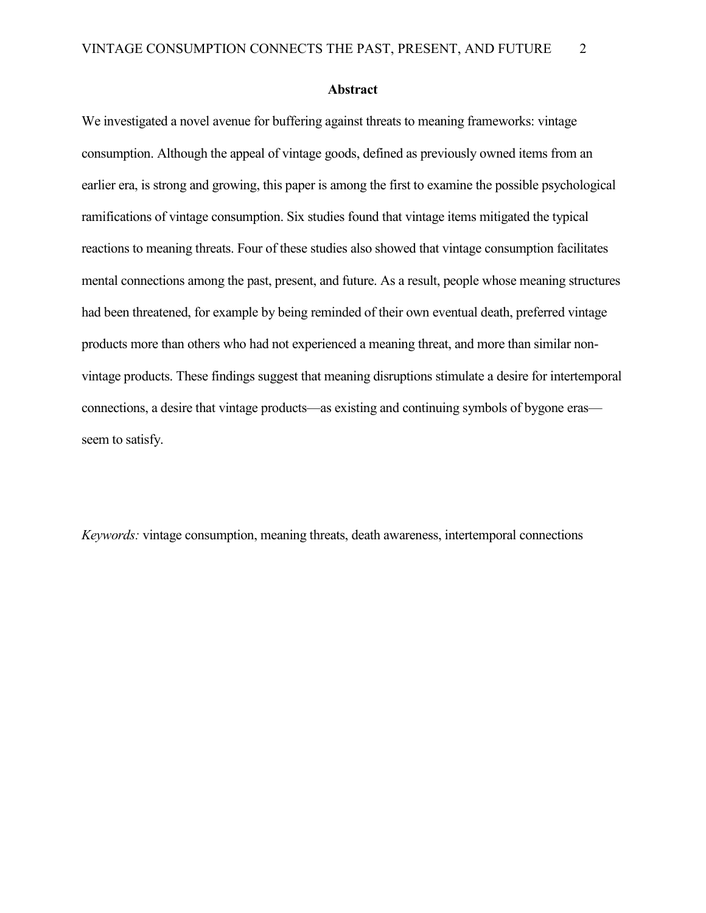## Abstract

We investigated a novel avenue for buffering against threats to meaning frameworks: vintage consumption. Although the appeal of vintage goods, defined as previously owned items from an earlier era, is strong and growing, this paper is among the first to examine the possible psychological ramifications of vintage consumption. Six studies found that vintage items mitigated the typical reactions to meaning threats. Four of these studies also showed that vintage consumption facilitates mental connections among the past, present, and future. As a result, people whose meaning structures had been threatened, for example by being reminded of their own eventual death, preferred vintage products more than others who had not experienced a meaning threat, and more than similar non-vintage products. These findings suggest that meaning disruptions stimulate a desire for intertemporal connections, a desire that vintage products—as existing and continuing symbols of bygone eras—seem to satisfy.

*Keywords:* vintage consumption, meaning threats, death awareness, intertemporal connections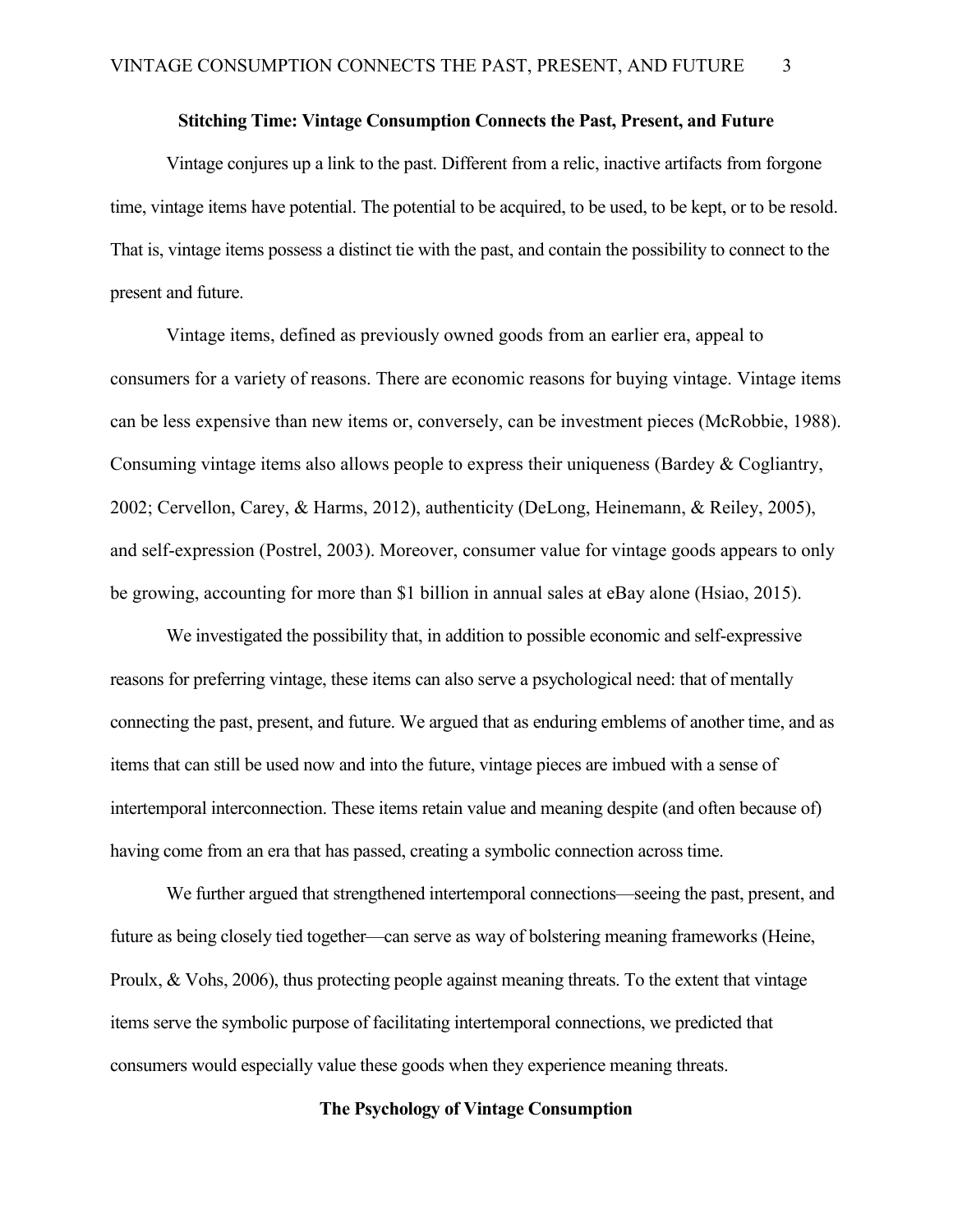## Stitching Time: Vintage Consumption Connects the Past, Present, and Future

Vintage conjures up a link to the past. Different from a relic, inactive artifacts from forgone time, vintage items have potential. The potential to be acquired, to be used, to be kept, or to be resold. That is, vintage items possess a distinct tie with the past, and contain the possibility to connect to the present and future.

Vintage items, defined as previously owned goods from an earlier era, appeal to consumers for a variety of reasons. There are economic reasons for buying vintage. Vintage items can be less expensive than new items or, conversely, can be investment pieces (McRobbie, 1988). Consuming vintage items also allows people to express their uniqueness (Bardey & Cogliantry, 2002; Cervellon, Carey, & Harms, 2012), authenticity (DeLong, Heinemann, & Reiley, 2005), and self-expression (Postrel, 2003). Moreover, consumer value for vintage goods appears to only be growing, accounting for more than $1 billion in annual sales at eBay alone (Hsiao, 2015).

We investigated the possibility that, in addition to possible economic and self-expressive reasons for preferring vintage, these items can also serve a psychological need: that of mentally connecting the past, present, and future. We argued that as enduring emblems of another time, and as items that can still be used now and into the future, vintage pieces are imbued with a sense of intertemporal interconnection. These items retain value and meaning despite (and often because of) having come from an era that has passed, creating a symbolic connection across time.

We further argued that strengthened intertemporal connections—seeing the past, present, and future as being closely tied together—can serve as way of bolstering meaning frameworks (Heine, Proulx, & Vohs, 2006), thus protecting people against meaning threats. To the extent that vintage items serve the symbolic purpose of facilitating intertemporal connections, we predicted that consumers would especially value these goods when they experience meaning threats.

## The Psychology of Vintage Consumption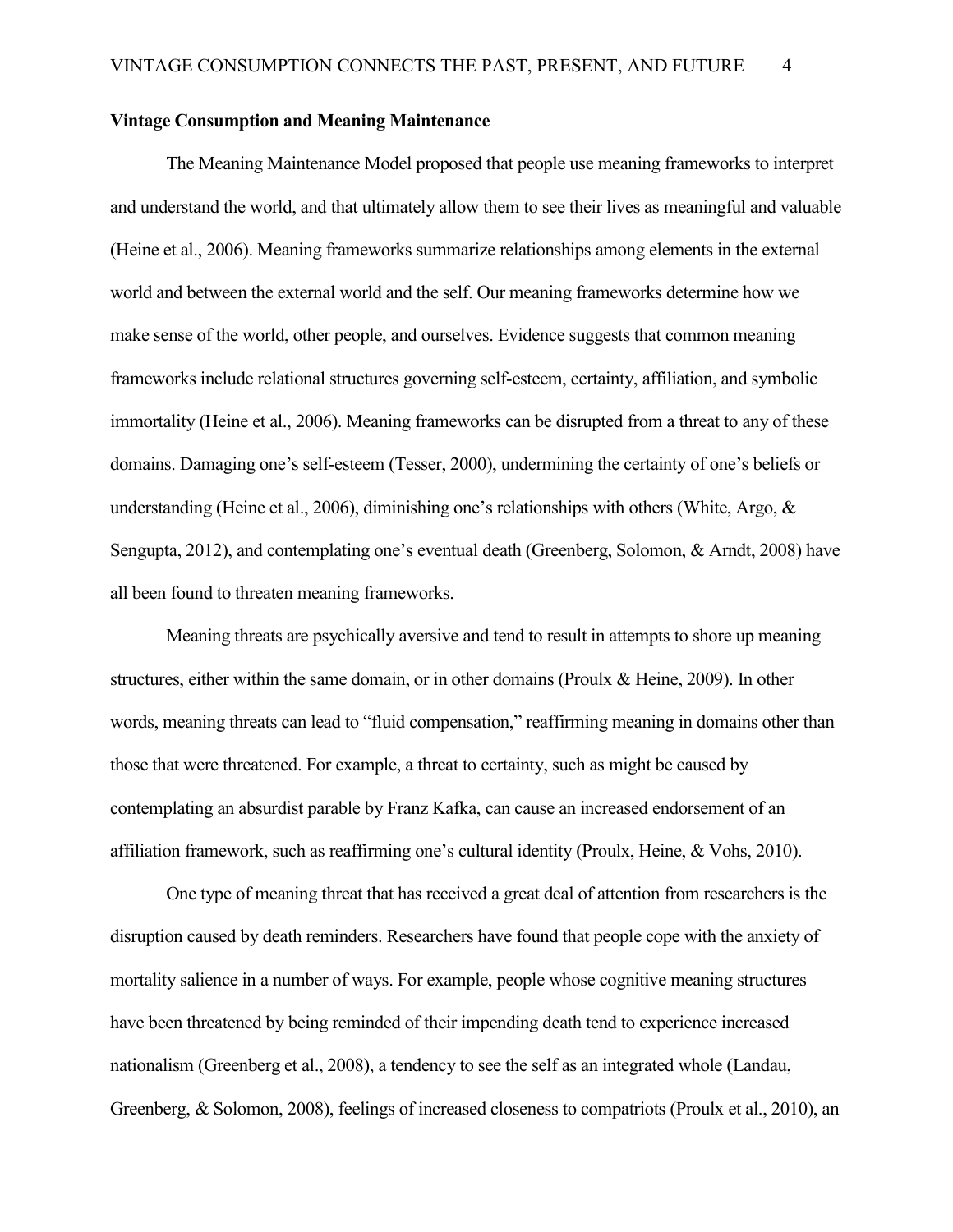**Vintage Consumption and Meaning Maintenance**

The Meaning Maintenance Model proposed that people use meaning frameworks to interpret and understand the world, and that ultimately allow them to see their lives as meaningful and valuable (Heine et al., 2006). Meaning frameworks summarize relationships among elements in the external world and between the external world and the self. Our meaning frameworks determine how we make sense of the world, other people, and ourselves. Evidence suggests that common meaning frameworks include relational structures governing self-esteem, certainty, affiliation, and symbolic immortality (Heine et al., 2006). Meaning frameworks can be disrupted from a threat to any of these domains. Damaging one's self-esteem (Tesser, 2000), undermining the certainty of one's beliefs or understanding (Heine et al., 2006), diminishing one's relationships with others (White, Argo, & Sengupta, 2012), and contemplating one's eventual death (Greenberg, Solomon, & Arndt, 2008) have all been found to threaten meaning frameworks.

Meaning threats are psychically aversive and tend to result in attempts to shore up meaning structures, either within the same domain, or in other domains (Proulx & Heine, 2009). In other words, meaning threats can lead to "fluid compensation," reaffirming meaning in domains other than those that were threatened. For example, a threat to certainty, such as might be caused by contemplating an absurdist parable by Franz Kafka, can cause an increased endorsement of an affiliation framework, such as reaffirming one's cultural identity (Proulx, Heine, & Vohs, 2010).

One type of meaning threat that has received a great deal of attention from researchers is the disruption caused by death reminders. Researchers have found that people cope with the anxiety of mortality salience in a number of ways. For example, people whose cognitive meaning structures have been threatened by being reminded of their impending death tend to experience increased nationalism (Greenberg et al., 2008), a tendency to see the self as an integrated whole (Landau, Greenberg, & Solomon, 2008), feelings of increased closeness to compatriots (Proulx et al., 2010), an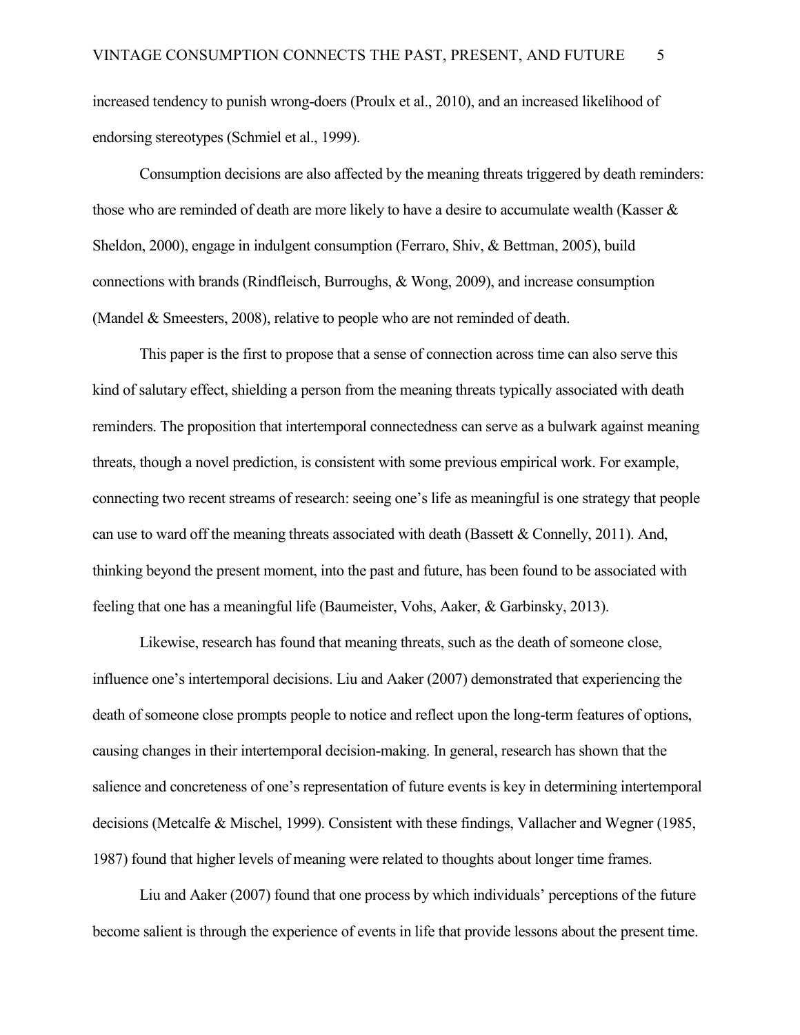increased tendency to punish wrong-doers (Proulx et al., 2010), and an increased likelihood of endorsing stereotypes (Schmiel et al., 1999).

Consumption decisions are also affected by the meaning threats triggered by death reminders: those who are reminded of death are more likely to have a desire to accumulate wealth (Kasser & Sheldon, 2000), engage in indulgent consumption (Ferraro, Shiv, & Bettman, 2005), build connections with brands (Rindfleisch, Burroughs, & Wong, 2009), and increase consumption (Mandel & Smeesters, 2008), relative to people who are not reminded of death.

This paper is the first to propose that a sense of connection across time can also serve this kind of salutary effect, shielding a person from the meaning threats typically associated with death reminders. The proposition that intertemporal connectedness can serve as a bulwark against meaning threats, though a novel prediction, is consistent with some previous empirical work. For example, connecting two recent streams of research: seeing one's life as meaningful is one strategy that people can use to ward off the meaning threats associated with death (Bassett & Connelly, 2011). And, thinking beyond the present moment, into the past and future, has been found to be associated with feeling that one has a meaningful life (Baumeister, Vohs, Aaker, & Garbinsky, 2013).

Likewise, research has found that meaning threats, such as the death of someone close, influence one's intertemporal decisions. Liu and Aaker (2007) demonstrated that experiencing the death of someone close prompts people to notice and reflect upon the long-term features of options, causing changes in their intertemporal decision-making. In general, research has shown that the salience and concreteness of one's representation of future events is key in determining intertemporal decisions (Metcalfe & Mischel, 1999). Consistent with these findings, Vallacher and Wegner (1985, 1987) found that higher levels of meaning were related to thoughts about longer time frames.

Liu and Aaker (2007) found that one process by which individuals' perceptions of the future become salient is through the experience of events in life that provide lessons about the present time.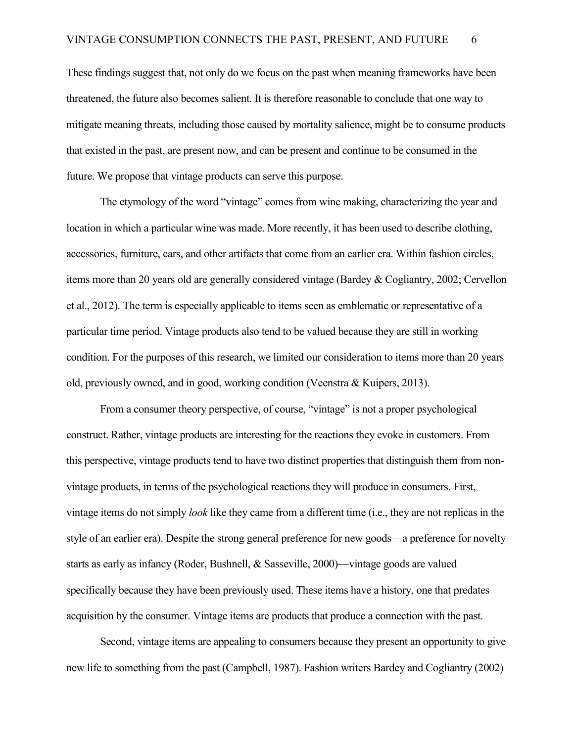These findings suggest that, not only do we focus on the past when meaning frameworks have been threatened, the future also becomes salient. It is therefore reasonable to conclude that one way to mitigate meaning threats, including those caused by mortality salience, might be to consume products that existed in the past, are present now, and can be present and continue to be consumed in the future. We propose that vintage products can serve this purpose.

The etymology of the word "vintage" comes from wine making, characterizing the year and location in which a particular wine was made. More recently, it has been used to describe clothing, accessories, furniture, cars, and other artifacts that come from an earlier era. Within fashion circles, items more than 20 years old are generally considered vintage (Bardey & Cogliantry, 2002; Cervellon et al., 2012). The term is especially applicable to items seen as emblematic or representative of a particular time period. Vintage products also tend to be valued because they are still in working condition. For the purposes of this research, we limited our consideration to items more than 20 years old, previously owned, and in good, working condition (Veenstra & Kuipers, 2013).

From a consumer theory perspective, of course, "vintage" is not a proper psychological construct. Rather, vintage products are interesting for the reactions they evoke in customers. From this perspective, vintage products tend to have two distinct properties that distinguish them from non-vintage products, in terms of the psychological reactions they will produce in consumers. First, vintage items do not simply *look* like they came from a different time (i.e., they are not replicas in the style of an earlier era). Despite the strong general preference for new goods—a preference for novelty starts as early as infancy (Roder, Bushnell, & Sasseville, 2000)—vintage goods are valued specifically because they have been previously used. These items have a history, one that predates acquisition by the consumer. Vintage items are products that produce a connection with the past.

Second, vintage items are appealing to consumers because they present an opportunity to give new life to something from the past (Campbell, 1987). Fashion writers Bardey and Cogliantry (2002)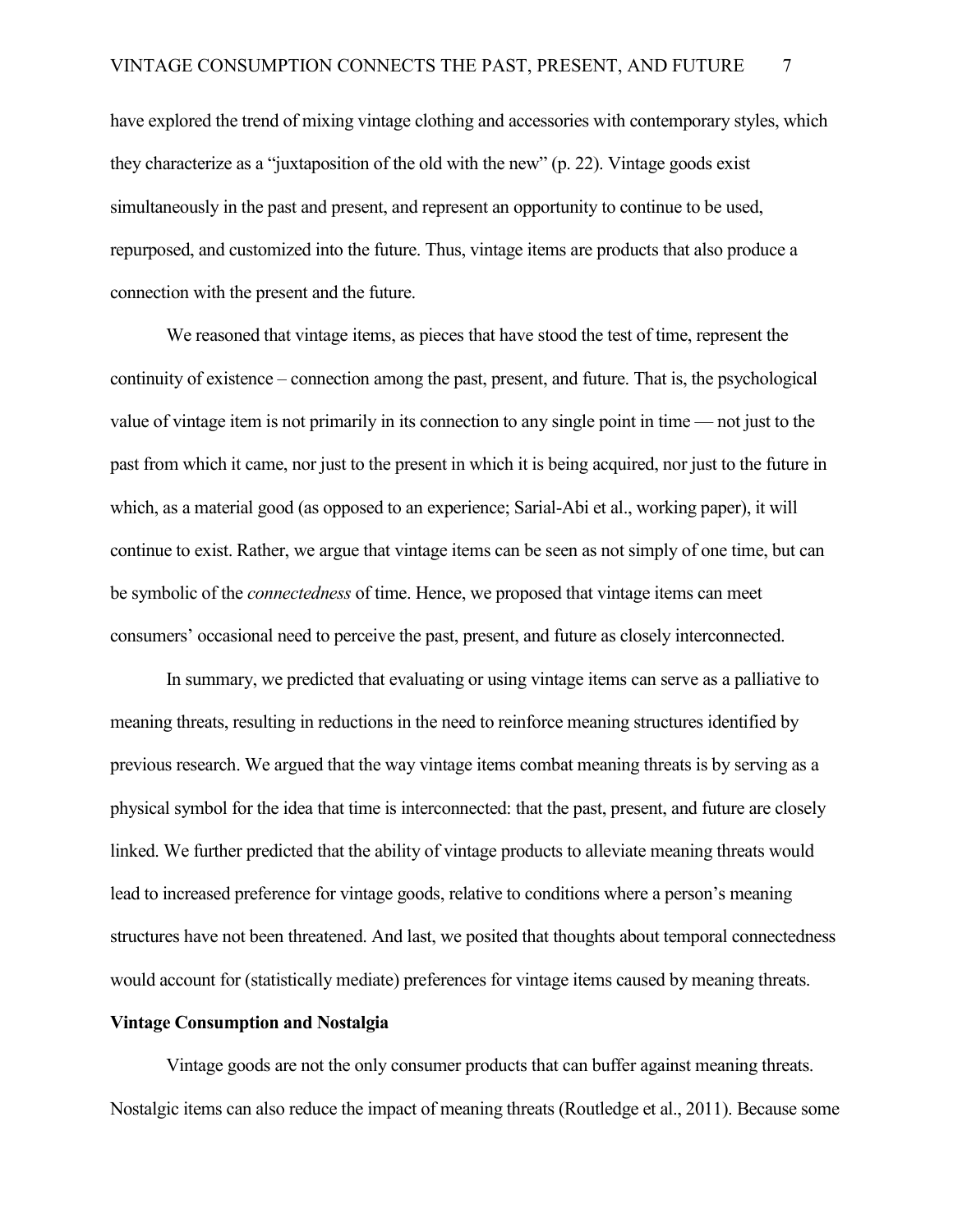have explored the trend of mixing vintage clothing and accessories with contemporary styles, which they characterize as a "juxtaposition of the old with the new" (p. 22). Vintage goods exist simultaneously in the past and present, and represent an opportunity to continue to be used, repurposed, and customized into the future. Thus, vintage items are products that also produce a connection with the present and the future.

We reasoned that vintage items, as pieces that have stood the test of time, represent the continuity of existence – connection among the past, present, and future. That is, the psychological value of vintage item is not primarily in its connection to any single point in time — not just to the past from which it came, nor just to the present in which it is being acquired, nor just to the future in which, as a material good (as opposed to an experience; Sarial-Abi et al., working paper), it will continue to exist. Rather, we argue that vintage items can be seen as not simply of one time, but can be symbolic of the *connectedness* of time. Hence, we proposed that vintage items can meet consumers' occasional need to perceive the past, present, and future as closely interconnected.

In summary, we predicted that evaluating or using vintage items can serve as a palliative to meaning threats, resulting in reductions in the need to reinforce meaning structures identified by previous research. We argued that the way vintage items combat meaning threats is by serving as a physical symbol for the idea that time is interconnected: that the past, present, and future are closely linked. We further predicted that the ability of vintage products to alleviate meaning threats would lead to increased preference for vintage goods, relative to conditions where a person's meaning structures have not been threatened. And last, we posited that thoughts about temporal connectedness would account for (statistically mediate) preferences for vintage items caused by meaning threats.

**Vintage Consumption and Nostalgia**

Vintage goods are not the only consumer products that can buffer against meaning threats. Nostalgic items can also reduce the impact of meaning threats (Routledge et al., 2011). Because some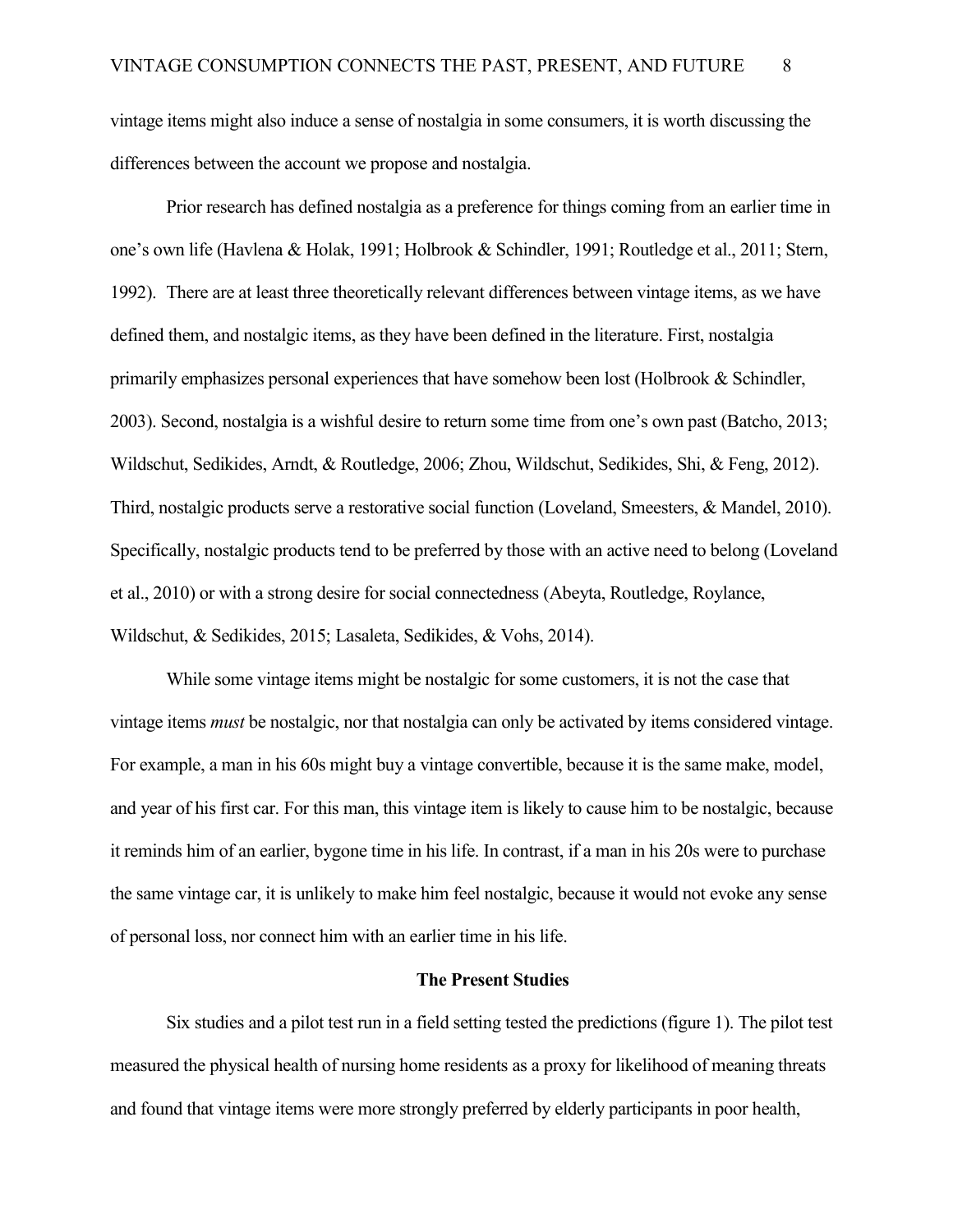vintage items might also induce a sense of nostalgia in some consumers, it is worth discussing the differences between the account we propose and nostalgia.

Prior research has defined nostalgia as a preference for things coming from an earlier time in one's own life (Havlena & Holak, 1991; Holbrook & Schindler, 1991; Routledge et al., 2011; Stern, 1992). There are at least three theoretically relevant differences between vintage items, as we have defined them, and nostalgic items, as they have been defined in the literature. First, nostalgia primarily emphasizes personal experiences that have somehow been lost (Holbrook & Schindler, 2003). Second, nostalgia is a wishful desire to return some time from one's own past (Batcho, 2013; Wildschut, Sedikides, Arndt, & Routledge, 2006; Zhou, Wildschut, Sedikides, Shi, & Feng, 2012). Third, nostalgic products serve a restorative social function (Loveland, Smeesters, & Mandel, 2010). Specifically, nostalgic products tend to be preferred by those with an active need to belong (Loveland et al., 2010) or with a strong desire for social connectedness (Abeyta, Routledge, Roylance, Wildschut, & Sedikides, 2015; Lasaleta, Sedikides, & Vohs, 2014).

While some vintage items might be nostalgic for some customers, it is not the case that vintage items *must* be nostalgic, nor that nostalgia can only be activated by items considered vintage. For example, a man in his 60s might buy a vintage convertible, because it is the same make, model, and year of his first car. For this man, this vintage item is likely to cause him to be nostalgic, because it reminds him of an earlier, bygone time in his life. In contrast, if a man in his 20s were to purchase the same vintage car, it is unlikely to make him feel nostalgic, because it would not evoke any sense of personal loss, nor connect him with an earlier time in his life.

## The Present Studies

Six studies and a pilot test run in a field setting tested the predictions (figure 1). The pilot test measured the physical health of nursing home residents as a proxy for likelihood of meaning threats and found that vintage items were more strongly preferred by elderly participants in poor health,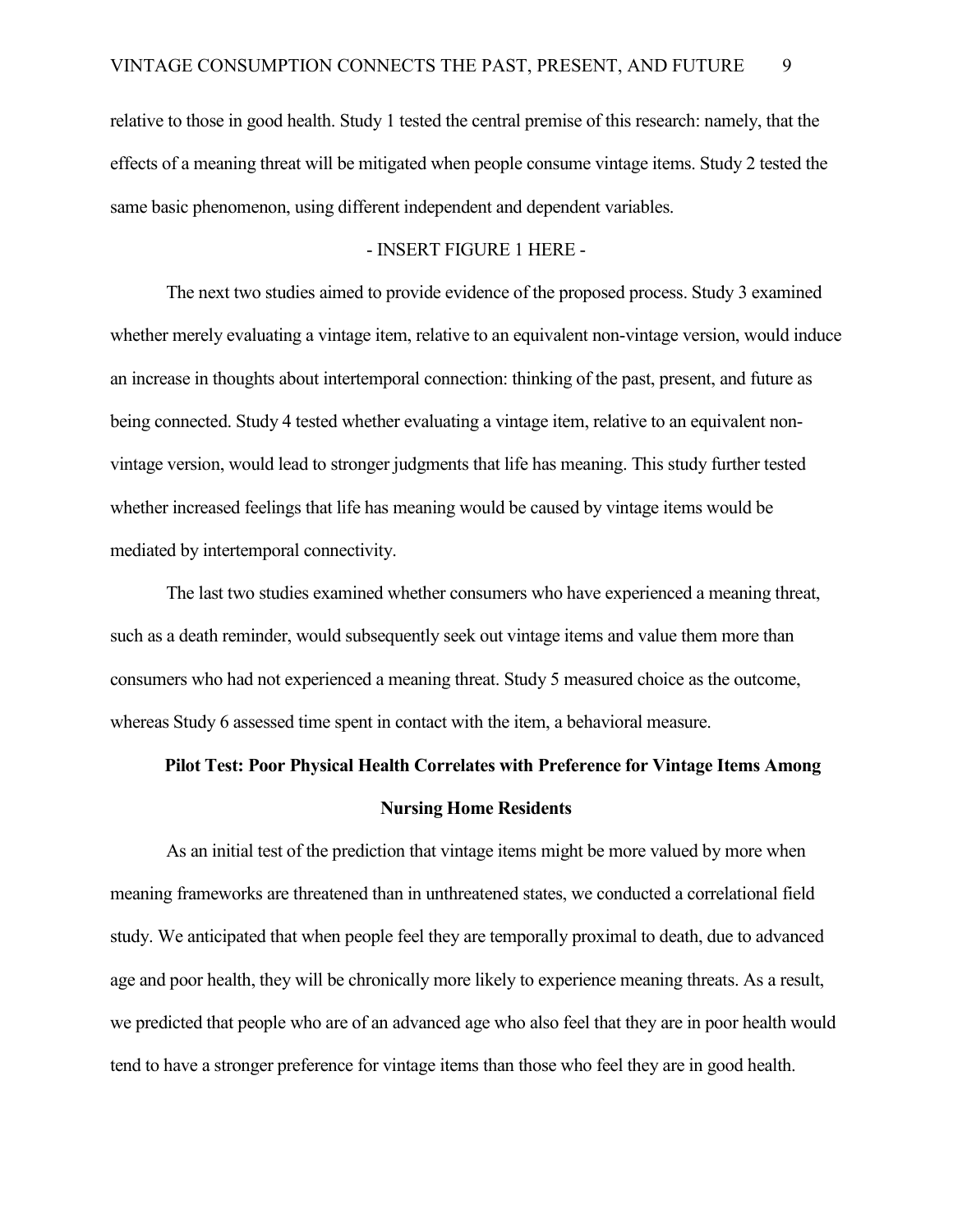relative to those in good health. Study 1 tested the central premise of this research: namely, that the effects of a meaning threat will be mitigated when people consume vintage items. Study 2 tested the same basic phenomenon, using different independent and dependent variables.

- INSERT FIGURE 1 HERE -

The next two studies aimed to provide evidence of the proposed process. Study 3 examined whether merely evaluating a vintage item, relative to an equivalent non-vintage version, would induce an increase in thoughts about intertemporal connection: thinking of the past, present, and future as being connected. Study 4 tested whether evaluating a vintage item, relative to an equivalent non-vintage version, would lead to stronger judgments that life has meaning. This study further tested whether increased feelings that life has meaning would be caused by vintage items would be mediated by intertemporal connectivity.

The last two studies examined whether consumers who have experienced a meaning threat, such as a death reminder, would subsequently seek out vintage items and value them more than consumers who had not experienced a meaning threat. Study 5 measured choice as the outcome, whereas Study 6 assessed time spent in contact with the item, a behavioral measure.

## Pilot Test: Poor Physical Health Correlates with Preference for Vintage Items Among Nursing Home Residents

As an initial test of the prediction that vintage items might be more valued by more when meaning frameworks are threatened than in unthreatened states, we conducted a correlational field study. We anticipated that when people feel they are temporally proximal to death, due to advanced age and poor health, they will be chronically more likely to experience meaning threats. As a result, we predicted that people who are of an advanced age who also feel that they are in poor health would tend to have a stronger preference for vintage items than those who feel they are in good health.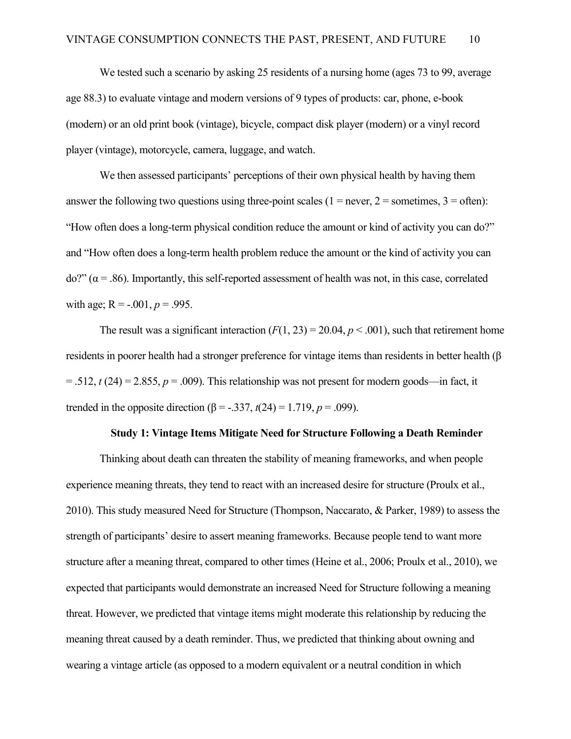We tested such a scenario by asking 25 residents of a nursing home (ages 73 to 99, average age 88.3) to evaluate vintage and modern versions of 9 types of products: car, phone, e-book (modern) or an old print book (vintage), bicycle, compact disk player (modern) or a vinyl record player (vintage), motorcycle, camera, luggage, and watch.

We then assessed participants' perceptions of their own physical health by having them answer the following two questions using three-point scales (1 = never, 2 = sometimes, 3 = often): "How often does a long-term physical condition reduce the amount or kind of activity you can do?" and "How often does a long-term health problem reduce the amount or the kind of activity you can do?" ($\alpha = .86$). Importantly, this self-reported assessment of health was not, in this case, correlated with age; $R = -.001$, $p = .995$.

The result was a significant interaction ($F(1, 23) = 20.04$, $p < .001$), such that retirement home residents in poorer health had a stronger preference for vintage items than residents in better health ($\beta = .512$, $t\,(24) = 2.855$, $p = .009$). This relationship was not present for modern goods—in fact, it trended in the opposite direction ($\beta = -.337$, $t(24) = 1.719$, $p = .099$).

## Study 1: Vintage Items Mitigate Need for Structure Following a Death Reminder

Thinking about death can threaten the stability of meaning frameworks, and when people experience meaning threats, they tend to react with an increased desire for structure (Proulx et al., 2010). This study measured Need for Structure (Thompson, Naccarato, & Parker, 1989) to assess the strength of participants' desire to assert meaning frameworks. Because people tend to want more structure after a meaning threat, compared to other times (Heine et al., 2006; Proulx et al., 2010), we expected that participants would demonstrate an increased Need for Structure following a meaning threat. However, we predicted that vintage items might moderate this relationship by reducing the meaning threat caused by a death reminder. Thus, we predicted that thinking about owning and wearing a vintage article (as opposed to a modern equivalent or a neutral condition in which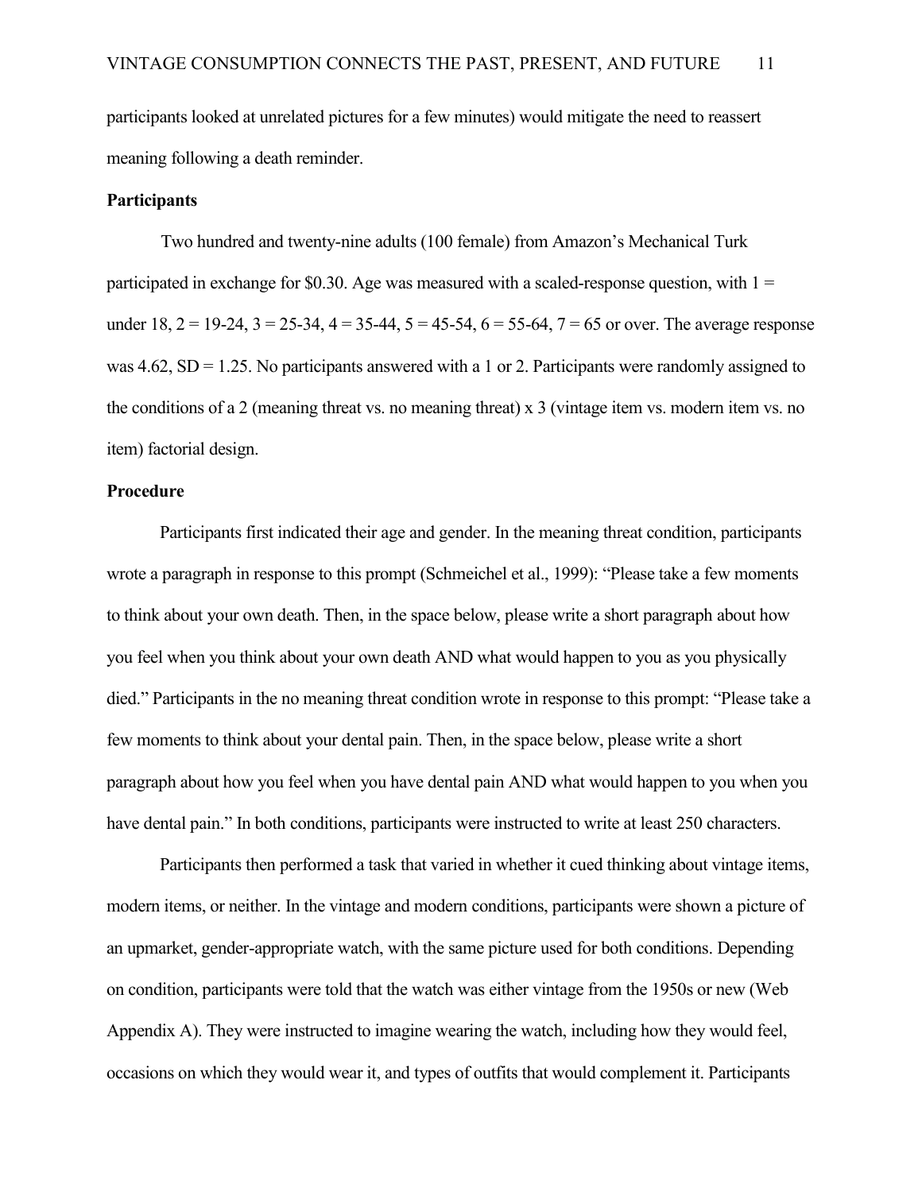participants looked at unrelated pictures for a few minutes) would mitigate the need to reassert meaning following a death reminder.

**Participants**

Two hundred and twenty-nine adults (100 female) from Amazon's Mechanical Turk participated in exchange for $0.30. Age was measured with a scaled-response question, with 1 = under 18, 2 = 19-24, 3 = 25-34, 4 = 35-44, 5 = 45-54, 6 = 55-64, 7 = 65 or over. The average response was 4.62, SD = 1.25. No participants answered with a 1 or 2. Participants were randomly assigned to the conditions of a 2 (meaning threat vs. no meaning threat) x 3 (vintage item vs. modern item vs. no item) factorial design.

**Procedure**

Participants first indicated their age and gender. In the meaning threat condition, participants wrote a paragraph in response to this prompt (Schmeichel et al., 1999): "Please take a few moments to think about your own death. Then, in the space below, please write a short paragraph about how you feel when you think about your own death AND what would happen to you as you physically died." Participants in the no meaning threat condition wrote in response to this prompt: "Please take a few moments to think about your dental pain. Then, in the space below, please write a short paragraph about how you feel when you have dental pain AND what would happen to you when you have dental pain." In both conditions, participants were instructed to write at least 250 characters.

Participants then performed a task that varied in whether it cued thinking about vintage items, modern items, or neither. In the vintage and modern conditions, participants were shown a picture of an upmarket, gender-appropriate watch, with the same picture used for both conditions. Depending on condition, participants were told that the watch was either vintage from the 1950s or new (Web Appendix A). They were instructed to imagine wearing the watch, including how they would feel, occasions on which they would wear it, and types of outfits that would complement it. Participants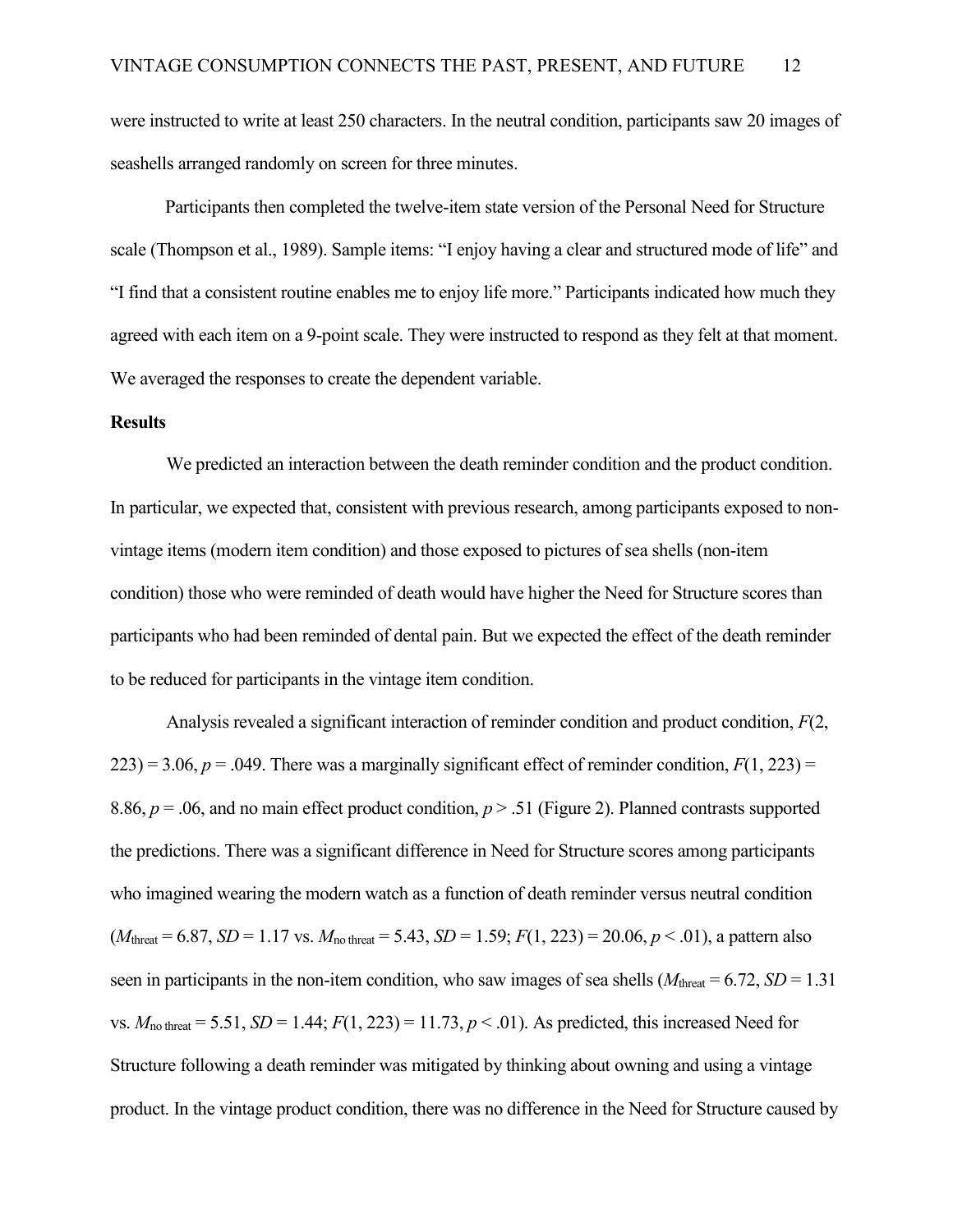were instructed to write at least 250 characters. In the neutral condition, participants saw 20 images of seashells arranged randomly on screen for three minutes.

Participants then completed the twelve-item state version of the Personal Need for Structure scale (Thompson et al., 1989). Sample items: "I enjoy having a clear and structured mode of life" and "I find that a consistent routine enables me to enjoy life more." Participants indicated how much they agreed with each item on a 9-point scale. They were instructed to respond as they felt at that moment. We averaged the responses to create the dependent variable.

**Results**

We predicted an interaction between the death reminder condition and the product condition. In particular, we expected that, consistent with previous research, among participants exposed to non-vintage items (modern item condition) and those exposed to pictures of sea shells (non-item condition) those who were reminded of death would have higher the Need for Structure scores than participants who had been reminded of dental pain. But we expected the effect of the death reminder to be reduced for participants in the vintage item condition.

Analysis revealed a significant interaction of reminder condition and product condition, $F(2, 223) = 3.06$, $p = .049$. There was a marginally significant effect of reminder condition, $F(1, 223) = 8.86$, $p = .06$, and no main effect product condition, $p > .51$ (Figure 2). Planned contrasts supported the predictions. There was a significant difference in Need for Structure scores among participants who imagined wearing the modern watch as a function of death reminder versus neutral condition ($M_{\text{threat}} = 6.87$, $SD = 1.17$ vs. $M_{\text{no threat}} = 5.43$, $SD = 1.59$; $F(1, 223) = 20.06$, $p < .01$), a pattern also seen in participants in the non-item condition, who saw images of sea shells ($M_{\text{threat}} = 6.72$, $SD = 1.31$ vs. $M_{\text{no threat}} = 5.51$, $SD = 1.44$; $F(1, 223) = 11.73$, $p < .01$). As predicted, this increased Need for Structure following a death reminder was mitigated by thinking about owning and using a vintage product. In the vintage product condition, there was no difference in the Need for Structure caused by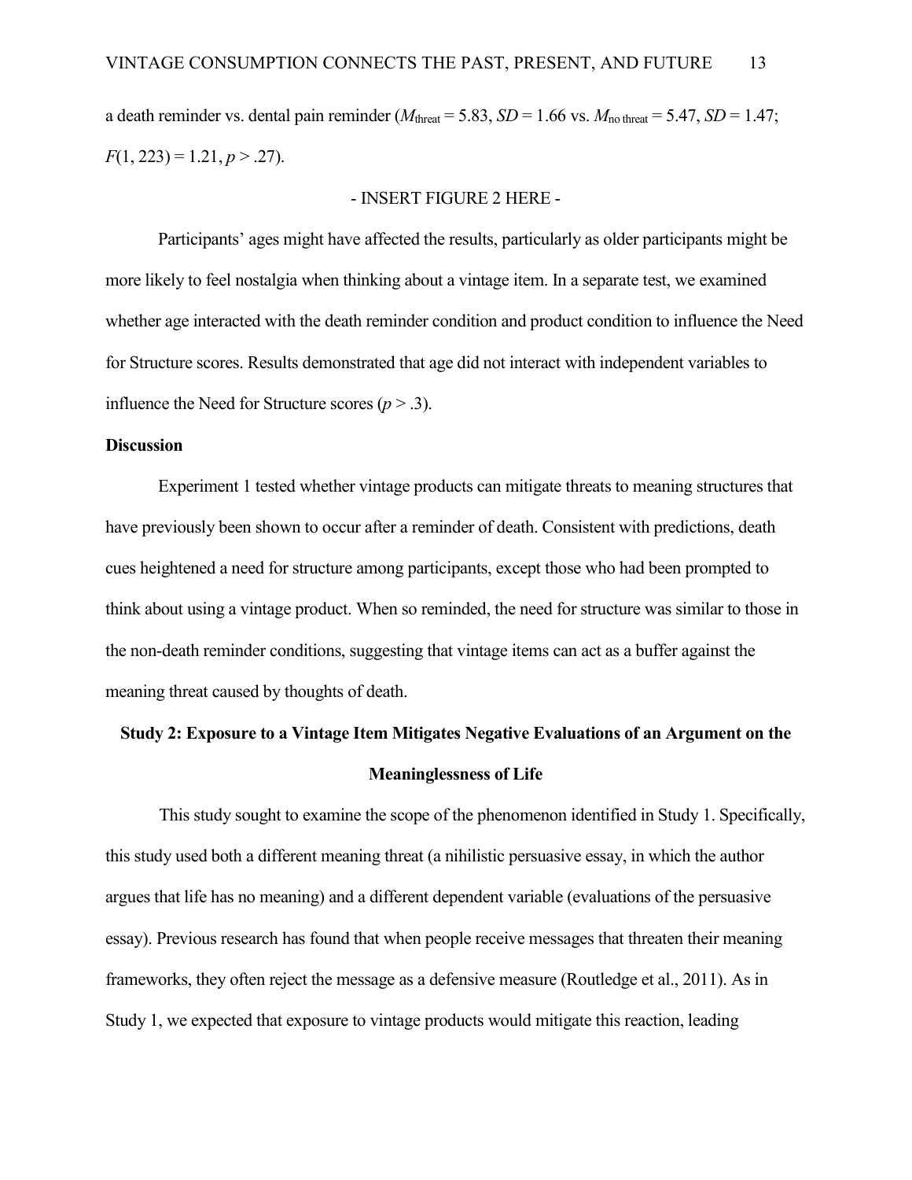a death reminder vs. dental pain reminder ($M_{\text{threat}} = 5.83$, $SD = 1.66$ vs. $M_{\text{no threat}} = 5.47$, $SD = 1.47$; $F(1, 223) = 1.21$, $p > .27$).

- INSERT FIGURE 2 HERE -

Participants' ages might have affected the results, particularly as older participants might be more likely to feel nostalgia when thinking about a vintage item. In a separate test, we examined whether age interacted with the death reminder condition and product condition to influence the Need for Structure scores. Results demonstrated that age did not interact with independent variables to influence the Need for Structure scores ($p > .3$).

**Discussion**

Experiment 1 tested whether vintage products can mitigate threats to meaning structures that have previously been shown to occur after a reminder of death. Consistent with predictions, death cues heightened a need for structure among participants, except those who had been prompted to think about using a vintage product. When so reminded, the need for structure was similar to those in the non-death reminder conditions, suggesting that vintage items can act as a buffer against the meaning threat caused by thoughts of death.

## Study 2: Exposure to a Vintage Item Mitigates Negative Evaluations of an Argument on the Meaninglessness of Life

This study sought to examine the scope of the phenomenon identified in Study 1. Specifically, this study used both a different meaning threat (a nihilistic persuasive essay, in which the author argues that life has no meaning) and a different dependent variable (evaluations of the persuasive essay). Previous research has found that when people receive messages that threaten their meaning frameworks, they often reject the message as a defensive measure (Routledge et al., 2011). As in Study 1, we expected that exposure to vintage products would mitigate this reaction, leading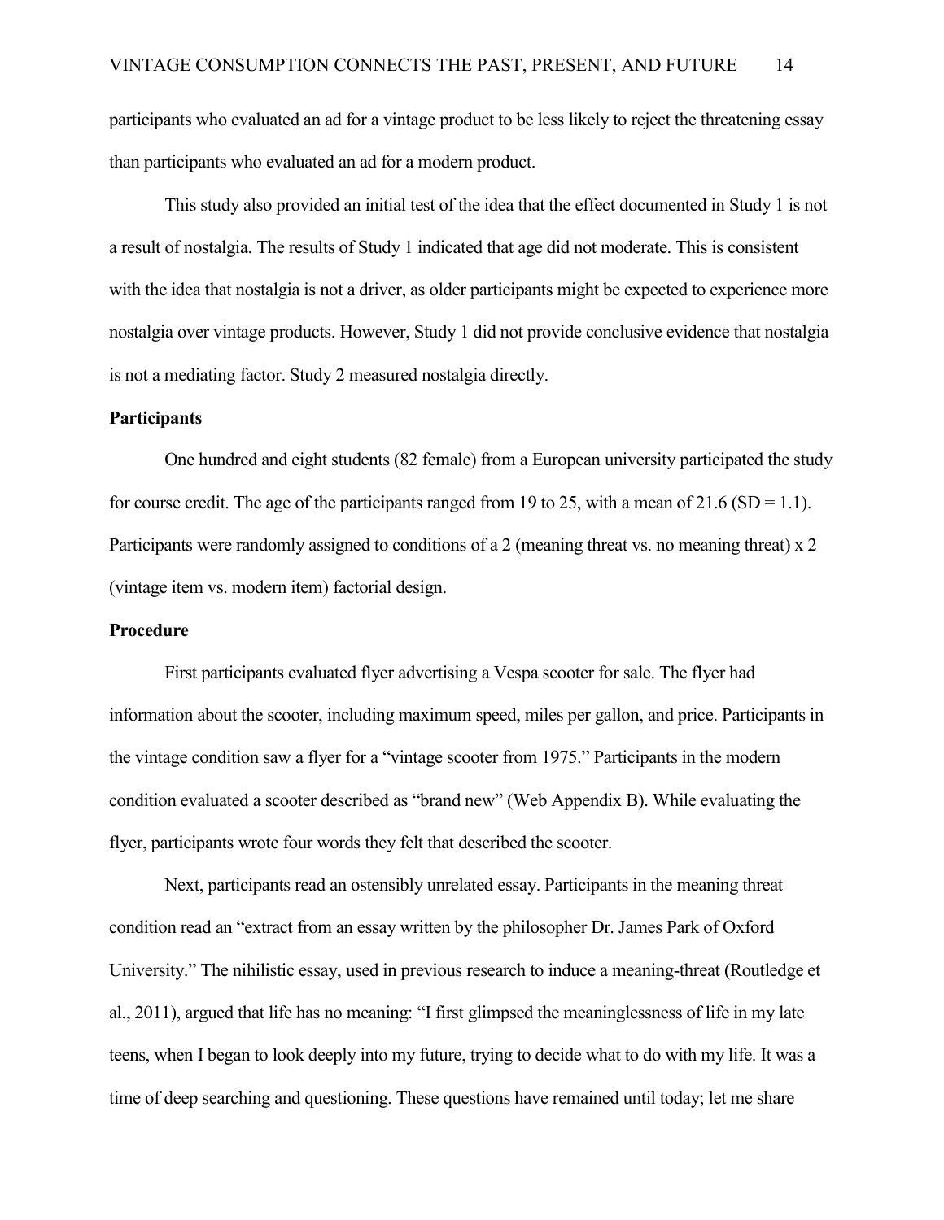participants who evaluated an ad for a vintage product to be less likely to reject the threatening essay than participants who evaluated an ad for a modern product.

This study also provided an initial test of the idea that the effect documented in Study 1 is not a result of nostalgia. The results of Study 1 indicated that age did not moderate. This is consistent with the idea that nostalgia is not a driver, as older participants might be expected to experience more nostalgia over vintage products. However, Study 1 did not provide conclusive evidence that nostalgia is not a mediating factor. Study 2 measured nostalgia directly.

## Participants

One hundred and eight students (82 female) from a European university participated the study for course credit. The age of the participants ranged from 19 to 25, with a mean of 21.6 (SD = 1.1). Participants were randomly assigned to conditions of a 2 (meaning threat vs. no meaning threat) x 2 (vintage item vs. modern item) factorial design.

## Procedure

First participants evaluated flyer advertising a Vespa scooter for sale. The flyer had information about the scooter, including maximum speed, miles per gallon, and price. Participants in the vintage condition saw a flyer for a "vintage scooter from 1975." Participants in the modern condition evaluated a scooter described as "brand new" (Web Appendix B). While evaluating the flyer, participants wrote four words they felt that described the scooter.

Next, participants read an ostensibly unrelated essay. Participants in the meaning threat condition read an "extract from an essay written by the philosopher Dr. James Park of Oxford University." The nihilistic essay, used in previous research to induce a meaning-threat (Routledge et al., 2011), argued that life has no meaning: "I first glimpsed the meaninglessness of life in my late teens, when I began to look deeply into my future, trying to decide what to do with my life. It was a time of deep searching and questioning. These questions have remained until today; let me share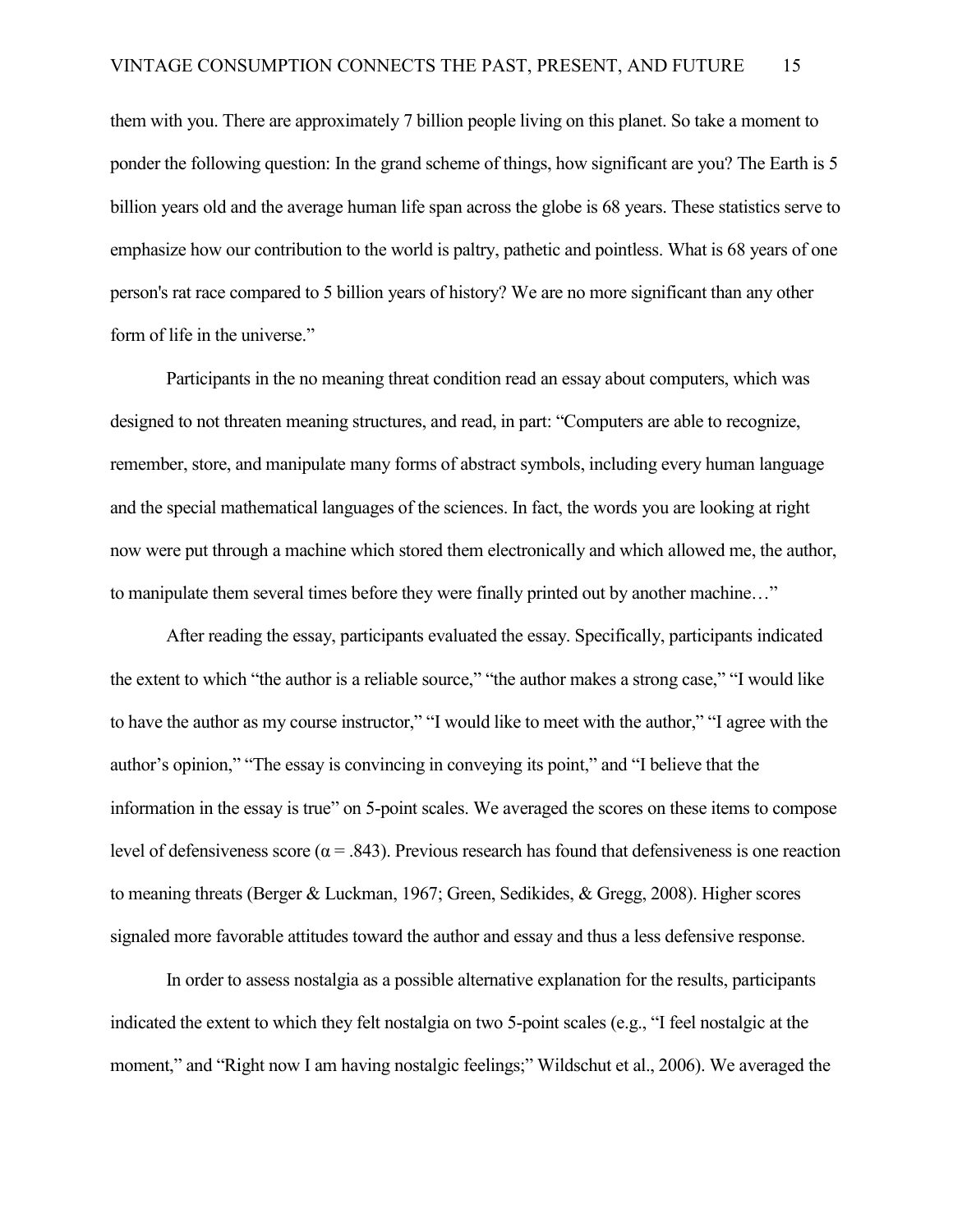them with you. There are approximately 7 billion people living on this planet. So take a moment to ponder the following question: In the grand scheme of things, how significant are you? The Earth is 5 billion years old and the average human life span across the globe is 68 years. These statistics serve to emphasize how our contribution to the world is paltry, pathetic and pointless. What is 68 years of one person's rat race compared to 5 billion years of history? We are no more significant than any other form of life in the universe."

Participants in the no meaning threat condition read an essay about computers, which was designed to not threaten meaning structures, and read, in part: "Computers are able to recognize, remember, store, and manipulate many forms of abstract symbols, including every human language and the special mathematical languages of the sciences. In fact, the words you are looking at right now were put through a machine which stored them electronically and which allowed me, the author, to manipulate them several times before they were finally printed out by another machine…"

After reading the essay, participants evaluated the essay. Specifically, participants indicated the extent to which "the author is a reliable source," "the author makes a strong case," "I would like to have the author as my course instructor," "I would like to meet with the author," "I agree with the author's opinion," "The essay is convincing in conveying its point," and "I believe that the information in the essay is true" on 5-point scales. We averaged the scores on these items to compose level of defensiveness score ($\alpha = .843$). Previous research has found that defensiveness is one reaction to meaning threats (Berger & Luckman, 1967; Green, Sedikides, & Gregg, 2008). Higher scores signaled more favorable attitudes toward the author and essay and thus a less defensive response.

In order to assess nostalgia as a possible alternative explanation for the results, participants indicated the extent to which they felt nostalgia on two 5-point scales (e.g., "I feel nostalgic at the moment," and "Right now I am having nostalgic feelings;" Wildschut et al., 2006). We averaged the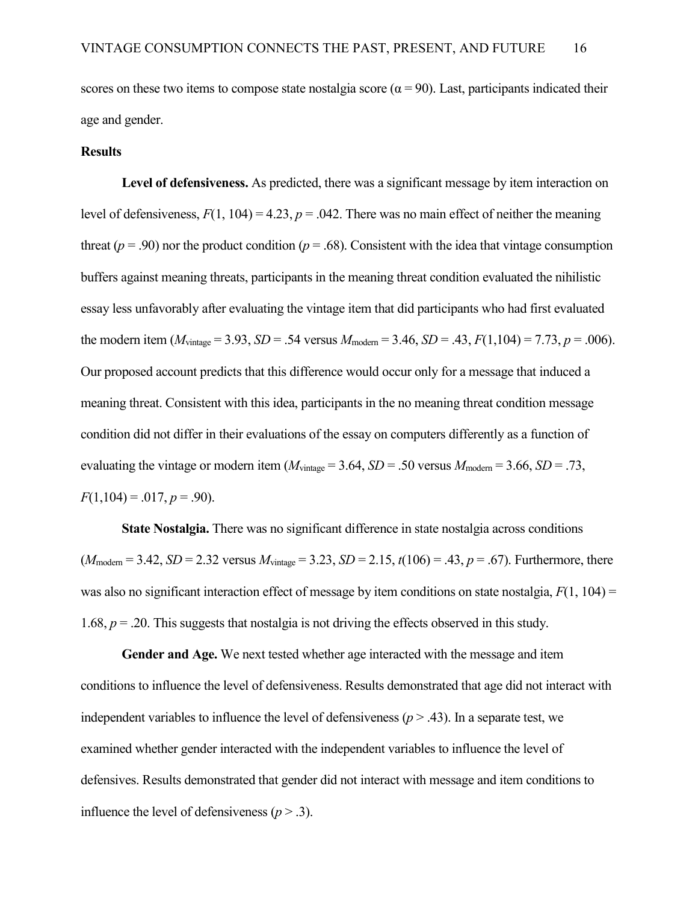scores on these two items to compose state nostalgia score ($\alpha = 90$). Last, participants indicated their age and gender.

**Results**

**Level of defensiveness.** As predicted, there was a significant message by item interaction on level of defensiveness, $F(1, 104) = 4.23$, $p = .042$. There was no main effect of neither the meaning threat ($p = .90$) nor the product condition ($p = .68$). Consistent with the idea that vintage consumption buffers against meaning threats, participants in the meaning threat condition evaluated the nihilistic essay less unfavorably after evaluating the vintage item that did participants who had first evaluated the modern item ($M_{\text{vintage}} = 3.93$, $SD = .54$ versus $M_{\text{modern}} = 3.46$, $SD = .43$, $F(1,104) = 7.73$, $p = .006$). Our proposed account predicts that this difference would occur only for a message that induced a meaning threat. Consistent with this idea, participants in the no meaning threat condition message condition did not differ in their evaluations of the essay on computers differently as a function of evaluating the vintage or modern item ($M_{\text{vintage}} = 3.64$, $SD = .50$ versus $M_{\text{modern}} = 3.66$, $SD = .73$, $F(1,104) = .017$, $p = .90$).

**State Nostalgia.** There was no significant difference in state nostalgia across conditions ($M_{\text{modern}} = 3.42$, $SD = 2.32$ versus $M_{\text{vintage}} = 3.23$, $SD = 2.15$, $t(106) = .43$, $p = .67$). Furthermore, there was also no significant interaction effect of message by item conditions on state nostalgia, $F(1, 104) = 1.68$, $p = .20$. This suggests that nostalgia is not driving the effects observed in this study.

**Gender and Age.** We next tested whether age interacted with the message and item conditions to influence the level of defensiveness. Results demonstrated that age did not interact with independent variables to influence the level of defensiveness ($p > .43$). In a separate test, we examined whether gender interacted with the independent variables to influence the level of defensives. Results demonstrated that gender did not interact with message and item conditions to influence the level of defensiveness ($p > .3$).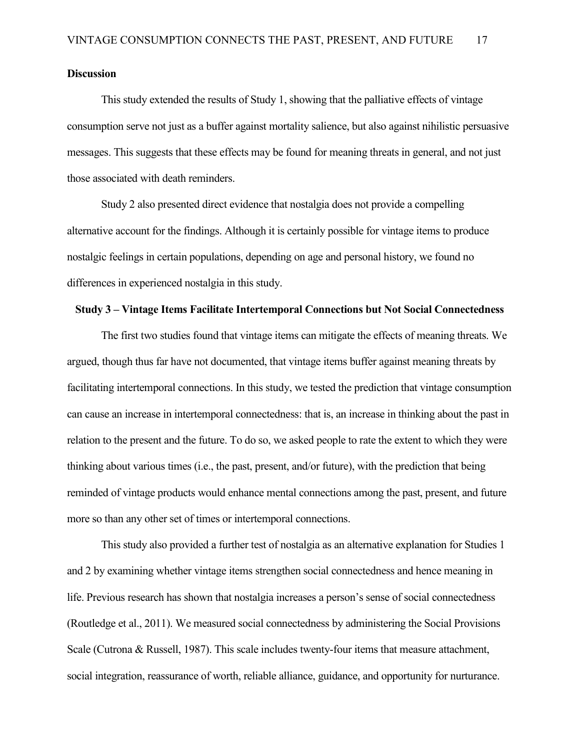**Discussion**

This study extended the results of Study 1, showing that the palliative effects of vintage consumption serve not just as a buffer against mortality salience, but also against nihilistic persuasive messages. This suggests that these effects may be found for meaning threats in general, and not just those associated with death reminders.

Study 2 also presented direct evidence that nostalgia does not provide a compelling alternative account for the findings. Although it is certainly possible for vintage items to produce nostalgic feelings in certain populations, depending on age and personal history, we found no differences in experienced nostalgia in this study.

**Study 3 – Vintage Items Facilitate Intertemporal Connections but Not Social Connectedness**

The first two studies found that vintage items can mitigate the effects of meaning threats. We argued, though thus far have not documented, that vintage items buffer against meaning threats by facilitating intertemporal connections. In this study, we tested the prediction that vintage consumption can cause an increase in intertemporal connectedness: that is, an increase in thinking about the past in relation to the present and the future. To do so, we asked people to rate the extent to which they were thinking about various times (i.e., the past, present, and/or future), with the prediction that being reminded of vintage products would enhance mental connections among the past, present, and future more so than any other set of times or intertemporal connections.

This study also provided a further test of nostalgia as an alternative explanation for Studies 1 and 2 by examining whether vintage items strengthen social connectedness and hence meaning in life. Previous research has shown that nostalgia increases a person's sense of social connectedness (Routledge et al., 2011). We measured social connectedness by administering the Social Provisions Scale (Cutrona & Russell, 1987). This scale includes twenty-four items that measure attachment, social integration, reassurance of worth, reliable alliance, guidance, and opportunity for nurturance.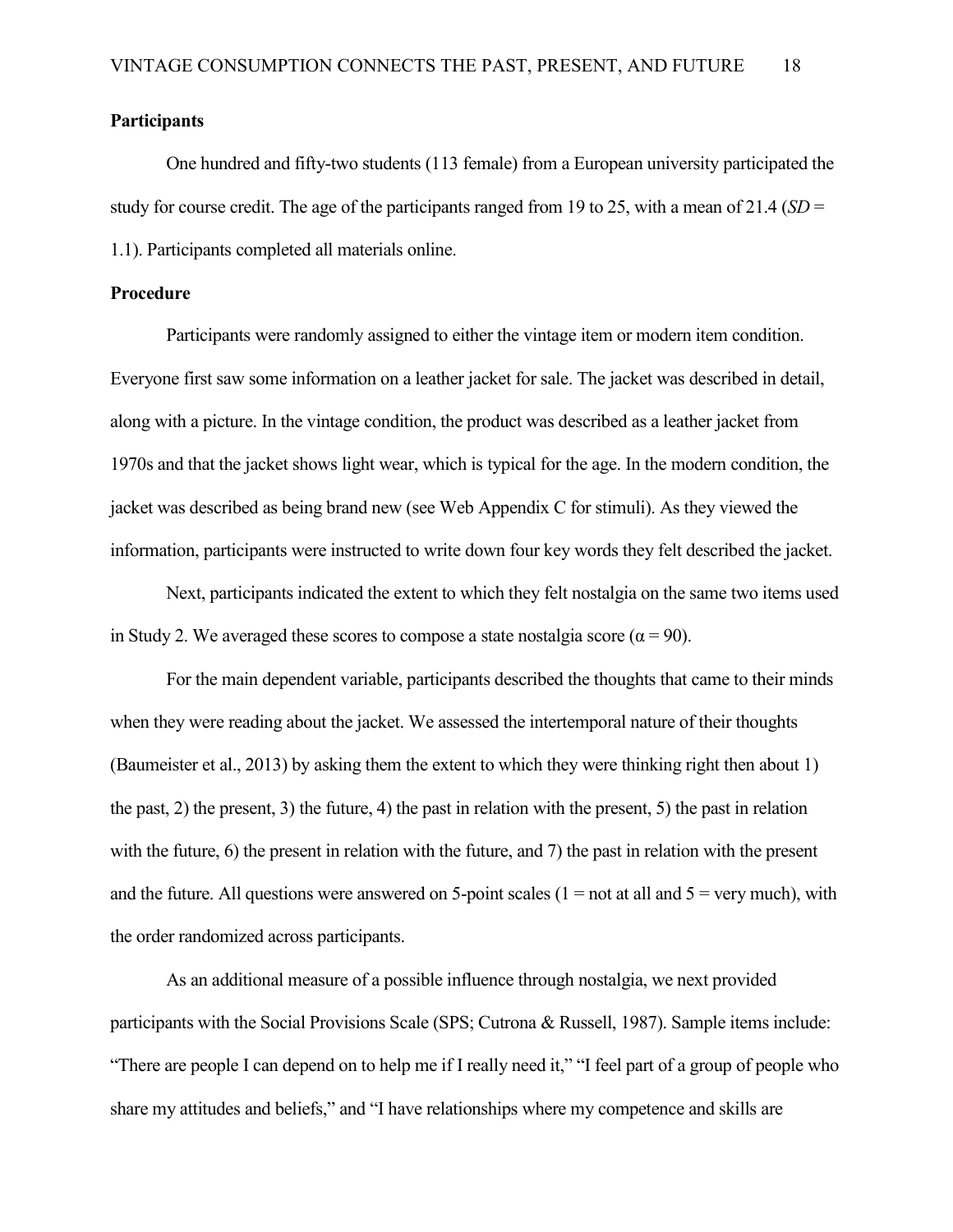**Participants**

One hundred and fifty-two students (113 female) from a European university participated the study for course credit. The age of the participants ranged from 19 to 25, with a mean of 21.4 (*SD* = 1.1). Participants completed all materials online.

**Procedure**

Participants were randomly assigned to either the vintage item or modern item condition. Everyone first saw some information on a leather jacket for sale. The jacket was described in detail, along with a picture. In the vintage condition, the product was described as a leather jacket from 1970s and that the jacket shows light wear, which is typical for the age. In the modern condition, the jacket was described as being brand new (see Web Appendix C for stimuli). As they viewed the information, participants were instructed to write down four key words they felt described the jacket.

Next, participants indicated the extent to which they felt nostalgia on the same two items used in Study 2. We averaged these scores to compose a state nostalgia score ($\alpha = 90$).

For the main dependent variable, participants described the thoughts that came to their minds when they were reading about the jacket. We assessed the intertemporal nature of their thoughts (Baumeister et al., 2013) by asking them the extent to which they were thinking right then about 1) the past, 2) the present, 3) the future, 4) the past in relation with the present, 5) the past in relation with the future, 6) the present in relation with the future, and 7) the past in relation with the present and the future. All questions were answered on 5-point scales (1 = not at all and 5 = very much), with the order randomized across participants.

As an additional measure of a possible influence through nostalgia, we next provided participants with the Social Provisions Scale (SPS; Cutrona & Russell, 1987). Sample items include: "There are people I can depend on to help me if I really need it," "I feel part of a group of people who share my attitudes and beliefs," and "I have relationships where my competence and skills are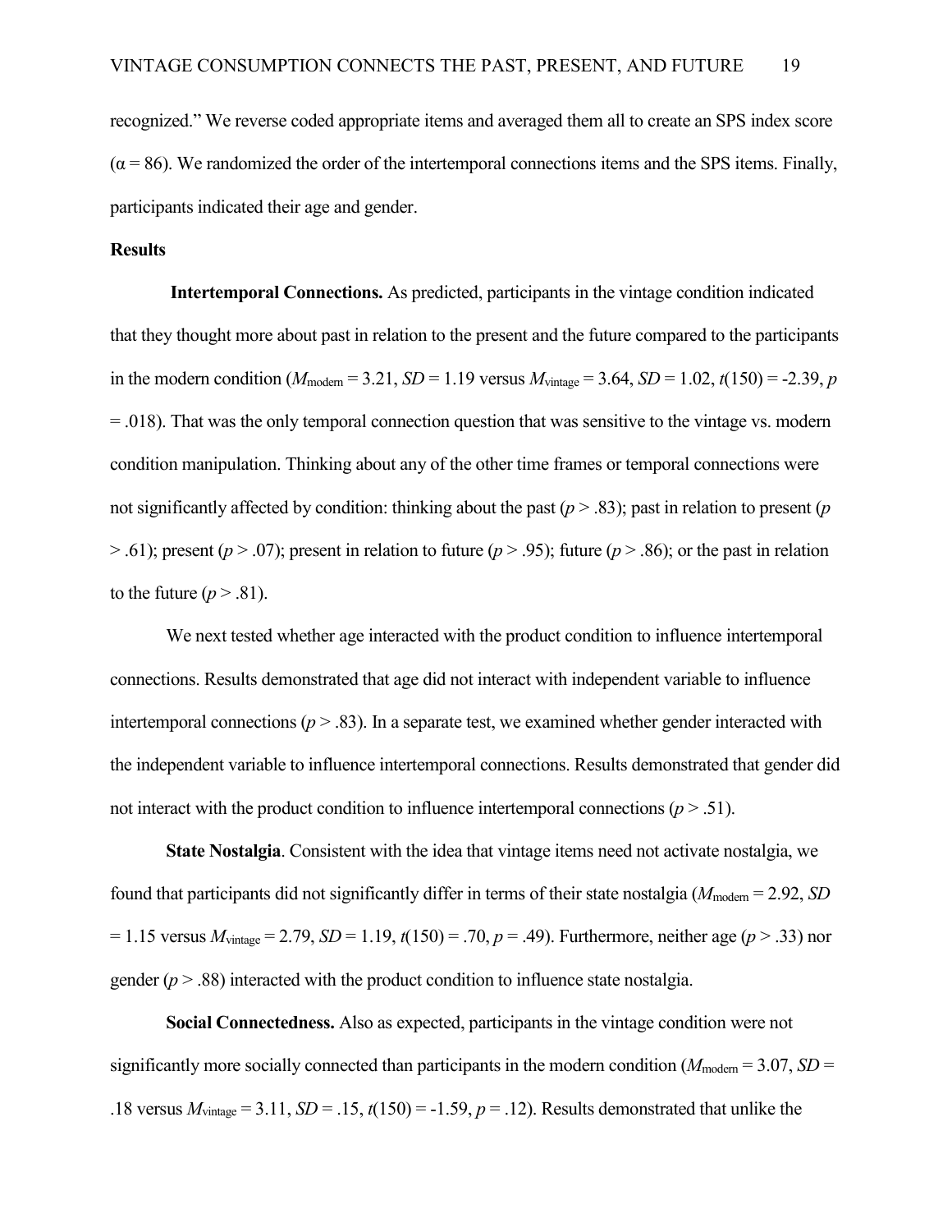recognized." We reverse coded appropriate items and averaged them all to create an SPS index score ($\alpha$ = 86). We randomized the order of the intertemporal connections items and the SPS items. Finally, participants indicated their age and gender.

**Results**

**Intertemporal Connections.** As predicted, participants in the vintage condition indicated that they thought more about past in relation to the present and the future compared to the participants in the modern condition ($M_{\text{modern}}$ = 3.21, $SD$ = 1.19 versus $M_{\text{vintage}}$ = 3.64, $SD$ = 1.02, $t(150)$ = -2.39, $p$ = .018). That was the only temporal connection question that was sensitive to the vintage vs. modern condition manipulation. Thinking about any of the other time frames or temporal connections were not significantly affected by condition: thinking about the past ($p$ > .83); past in relation to present ($p$ > .61); present ($p$ > .07); present in relation to future ($p$ > .95); future ($p$ > .86); or the past in relation to the future ($p$ > .81).

We next tested whether age interacted with the product condition to influence intertemporal connections. Results demonstrated that age did not interact with independent variable to influence intertemporal connections ($p$ > .83). In a separate test, we examined whether gender interacted with the independent variable to influence intertemporal connections. Results demonstrated that gender did not interact with the product condition to influence intertemporal connections ($p$ > .51).

**State Nostalgia**. Consistent with the idea that vintage items need not activate nostalgia, we found that participants did not significantly differ in terms of their state nostalgia ($M_{\text{modern}}$ = 2.92, $SD$ = 1.15 versus $M_{\text{vintage}}$ = 2.79, $SD$ = 1.19, $t(150)$ = .70, $p$ = .49). Furthermore, neither age ($p$ > .33) nor gender ($p$ > .88) interacted with the product condition to influence state nostalgia.

**Social Connectedness.** Also as expected, participants in the vintage condition were not significantly more socially connected than participants in the modern condition ($M_{\text{modern}}$ = 3.07, $SD$ = .18 versus $M_{\text{vintage}}$ = 3.11, $SD$ = .15, $t(150)$ = -1.59, $p$ = .12). Results demonstrated that unlike the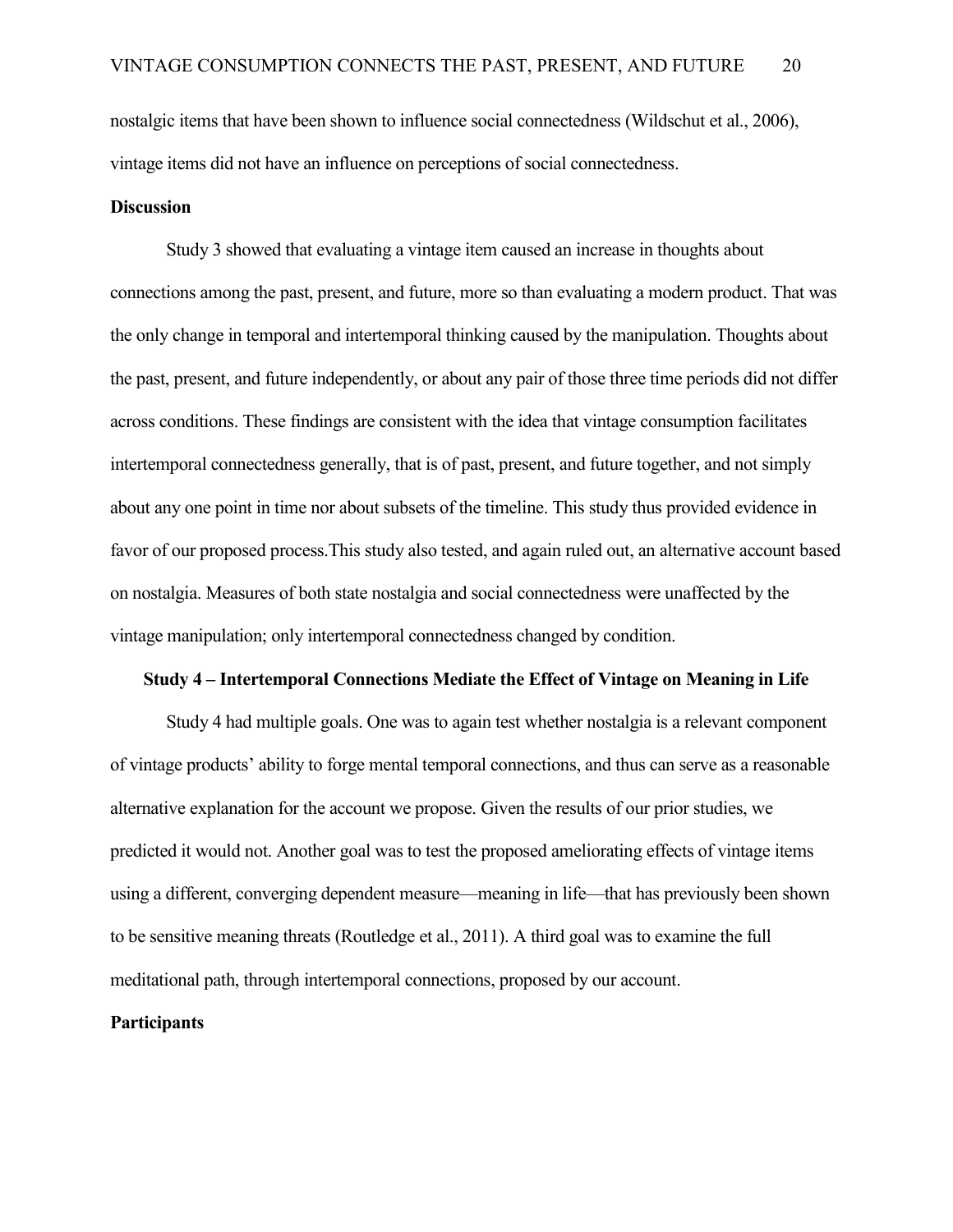nostalgic items that have been shown to influence social connectedness (Wildschut et al., 2006), vintage items did not have an influence on perceptions of social connectedness.

## Discussion

Study 3 showed that evaluating a vintage item caused an increase in thoughts about connections among the past, present, and future, more so than evaluating a modern product. That was the only change in temporal and intertemporal thinking caused by the manipulation. Thoughts about the past, present, and future independently, or about any pair of those three time periods did not differ across conditions. These findings are consistent with the idea that vintage consumption facilitates intertemporal connectedness generally, that is of past, present, and future together, and not simply about any one point in time nor about subsets of the timeline. This study thus provided evidence in favor of our proposed process.This study also tested, and again ruled out, an alternative account based on nostalgia. Measures of both state nostalgia and social connectedness were unaffected by the vintage manipulation; only intertemporal connectedness changed by condition.

## Study 4 – Intertemporal Connections Mediate the Effect of Vintage on Meaning in Life

Study 4 had multiple goals. One was to again test whether nostalgia is a relevant component of vintage products' ability to forge mental temporal connections, and thus can serve as a reasonable alternative explanation for the account we propose. Given the results of our prior studies, we predicted it would not. Another goal was to test the proposed ameliorating effects of vintage items using a different, converging dependent measure—meaning in life—that has previously been shown to be sensitive meaning threats (Routledge et al., 2011). A third goal was to examine the full meditational path, through intertemporal connections, proposed by our account.

## Participants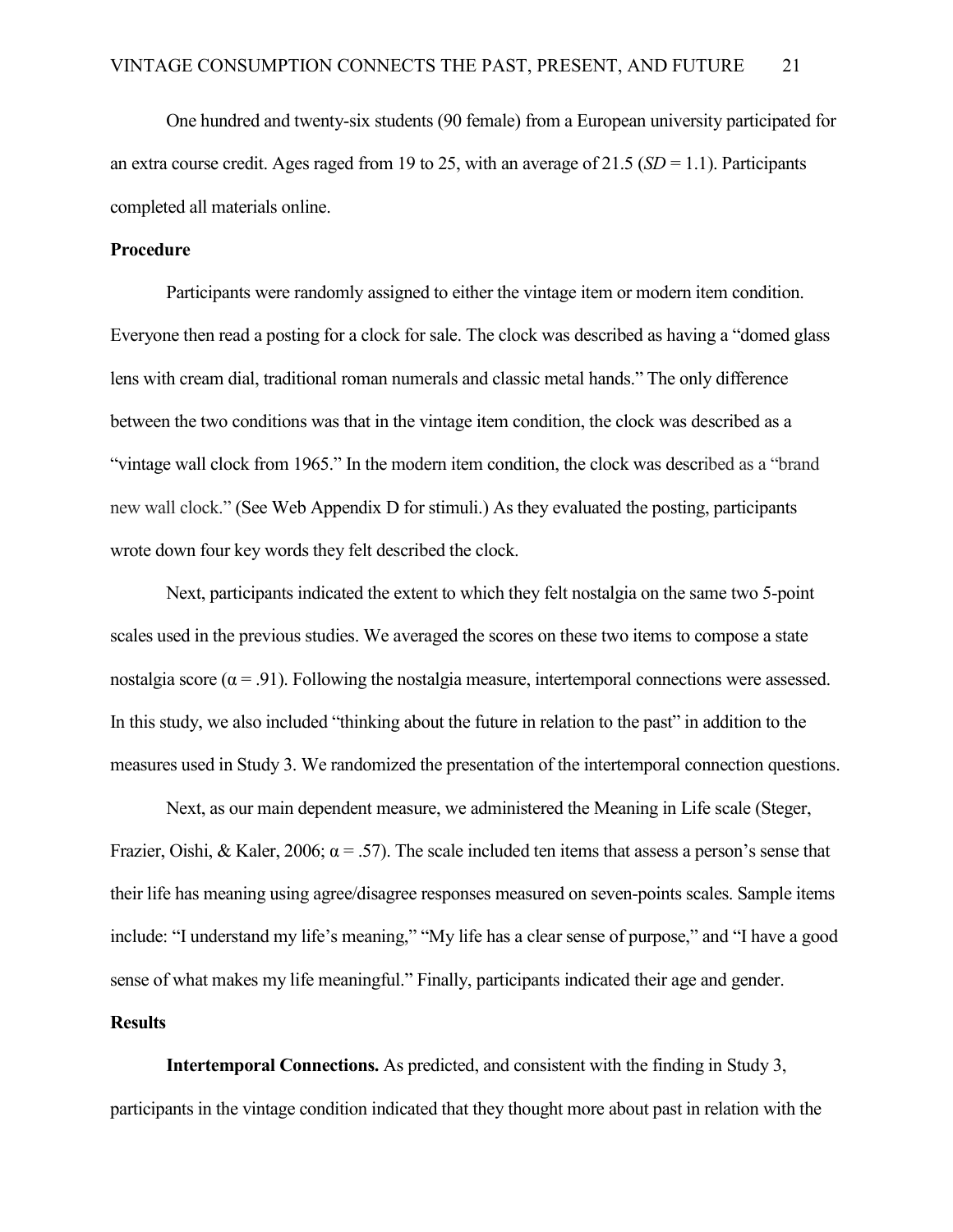One hundred and twenty-six students (90 female) from a European university participated for an extra course credit. Ages raged from 19 to 25, with an average of 21.5 (*SD* = 1.1). Participants completed all materials online.

**Procedure**

Participants were randomly assigned to either the vintage item or modern item condition. Everyone then read a posting for a clock for sale. The clock was described as having a "domed glass lens with cream dial, traditional roman numerals and classic metal hands." The only difference between the two conditions was that in the vintage item condition, the clock was described as a "vintage wall clock from 1965." In the modern item condition, the clock was described as a "brand new wall clock." (See Web Appendix D for stimuli.) As they evaluated the posting, participants wrote down four key words they felt described the clock.

Next, participants indicated the extent to which they felt nostalgia on the same two 5-point scales used in the previous studies. We averaged the scores on these two items to compose a state nostalgia score ($\alpha = .91$). Following the nostalgia measure, intertemporal connections were assessed. In this study, we also included "thinking about the future in relation to the past" in addition to the measures used in Study 3. We randomized the presentation of the intertemporal connection questions.

Next, as our main dependent measure, we administered the Meaning in Life scale (Steger, Frazier, Oishi, & Kaler, 2006; $\alpha = .57$). The scale included ten items that assess a person's sense that their life has meaning using agree/disagree responses measured on seven-points scales. Sample items include: "I understand my life's meaning," "My life has a clear sense of purpose," and "I have a good sense of what makes my life meaningful." Finally, participants indicated their age and gender.

**Results**

**Intertemporal Connections.** As predicted, and consistent with the finding in Study 3, participants in the vintage condition indicated that they thought more about past in relation with the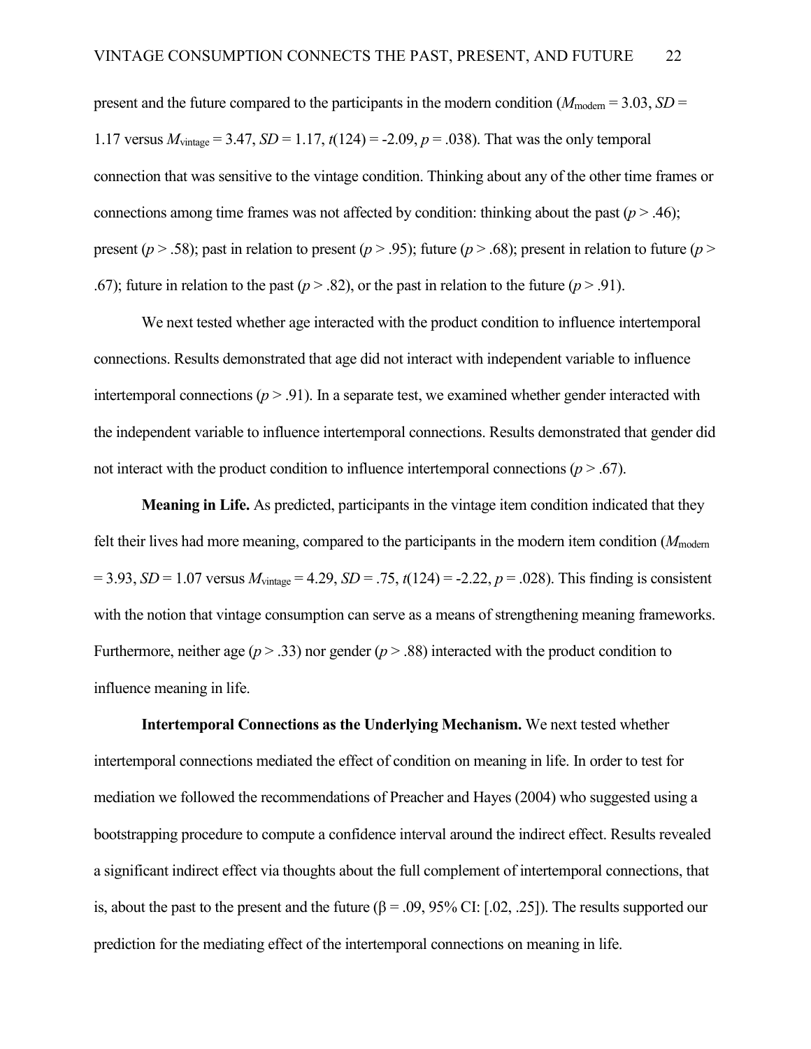present and the future compared to the participants in the modern condition ($M_{\text{modern}} = 3.03$, $SD = 1.17$ versus $M_{\text{vintage}} = 3.47$, $SD = 1.17$, $t(124) = -2.09$, $p = .038$). That was the only temporal connection that was sensitive to the vintage condition. Thinking about any of the other time frames or connections among time frames was not affected by condition: thinking about the past ($p > .46$); present ($p > .58$); past in relation to present ($p > .95$); future ($p > .68$); present in relation to future ($p > .67$); future in relation to the past ($p > .82$), or the past in relation to the future ($p > .91$).

We next tested whether age interacted with the product condition to influence intertemporal connections. Results demonstrated that age did not interact with independent variable to influence intertemporal connections ($p > .91$). In a separate test, we examined whether gender interacted with the independent variable to influence intertemporal connections. Results demonstrated that gender did not interact with the product condition to influence intertemporal connections ($p > .67$).

**Meaning in Life.** As predicted, participants in the vintage item condition indicated that they felt their lives had more meaning, compared to the participants in the modern item condition ($M_{\text{modern}} = 3.93$, $SD = 1.07$ versus $M_{\text{vintage}} = 4.29$, $SD = .75$, $t(124) = -2.22$, $p = .028$). This finding is consistent with the notion that vintage consumption can serve as a means of strengthening meaning frameworks. Furthermore, neither age ($p > .33$) nor gender ($p > .88$) interacted with the product condition to influence meaning in life.

**Intertemporal Connections as the Underlying Mechanism.** We next tested whether intertemporal connections mediated the effect of condition on meaning in life. In order to test for mediation we followed the recommendations of Preacher and Hayes (2004) who suggested using a bootstrapping procedure to compute a confidence interval around the indirect effect. Results revealed a significant indirect effect via thoughts about the full complement of intertemporal connections, that is, about the past to the present and the future ($\beta = .09$, 95% CI: [.02, .25]). The results supported our prediction for the mediating effect of the intertemporal connections on meaning in life.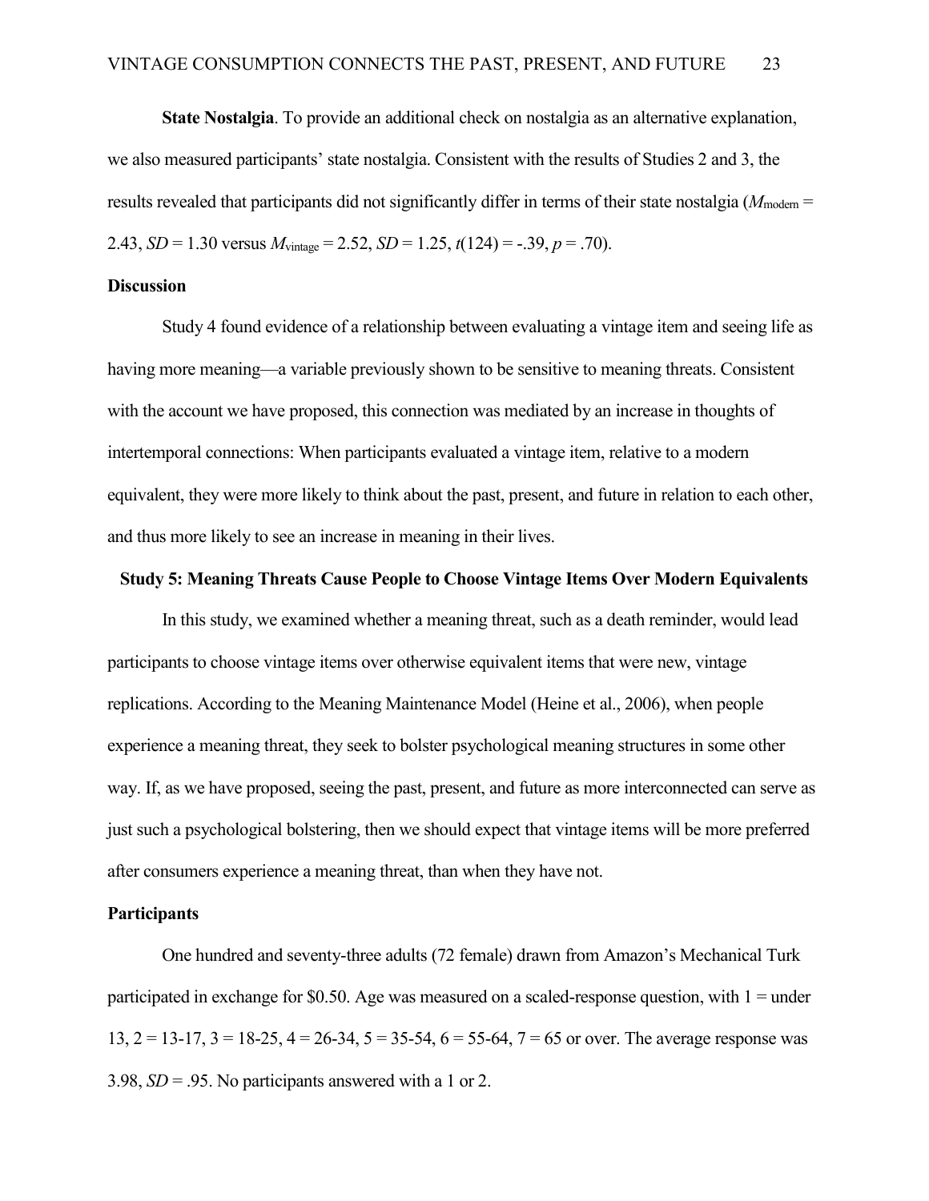**State Nostalgia**. To provide an additional check on nostalgia as an alternative explanation, we also measured participants' state nostalgia. Consistent with the results of Studies 2 and 3, the results revealed that participants did not significantly differ in terms of their state nostalgia ($M_{\text{modern}}$ = 2.43, *SD* = 1.30 versus $M_{\text{vintage}}$ = 2.52, *SD* = 1.25, $t(124) = -.39$, $p = .70$).

## Discussion

Study 4 found evidence of a relationship between evaluating a vintage item and seeing life as having more meaning—a variable previously shown to be sensitive to meaning threats. Consistent with the account we have proposed, this connection was mediated by an increase in thoughts of intertemporal connections: When participants evaluated a vintage item, relative to a modern equivalent, they were more likely to think about the past, present, and future in relation to each other, and thus more likely to see an increase in meaning in their lives.

## Study 5: Meaning Threats Cause People to Choose Vintage Items Over Modern Equivalents

In this study, we examined whether a meaning threat, such as a death reminder, would lead participants to choose vintage items over otherwise equivalent items that were new, vintage replications. According to the Meaning Maintenance Model (Heine et al., 2006), when people experience a meaning threat, they seek to bolster psychological meaning structures in some other way. If, as we have proposed, seeing the past, present, and future as more interconnected can serve as just such a psychological bolstering, then we should expect that vintage items will be more preferred after consumers experience a meaning threat, than when they have not.

## Participants

One hundred and seventy-three adults (72 female) drawn from Amazon's Mechanical Turk participated in exchange for \$0.50. Age was measured on a scaled-response question, with 1 = under 13, 2 = 13-17, 3 = 18-25, 4 = 26-34, 5 = 35-54, 6 = 55-64, 7 = 65 or over. The average response was 3.98, *SD* = .95. No participants answered with a 1 or 2.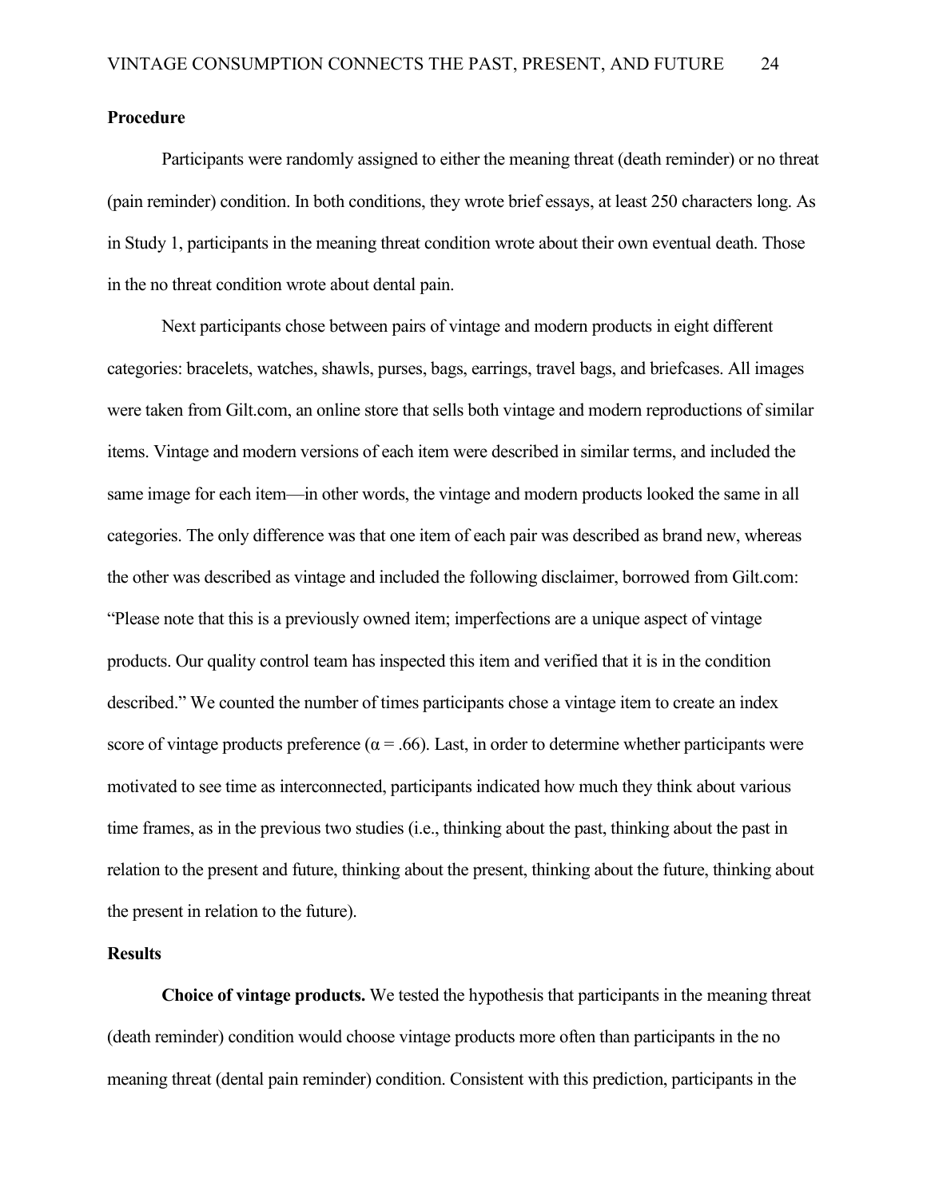**Procedure**

Participants were randomly assigned to either the meaning threat (death reminder) or no threat (pain reminder) condition. In both conditions, they wrote brief essays, at least 250 characters long. As in Study 1, participants in the meaning threat condition wrote about their own eventual death. Those in the no threat condition wrote about dental pain.

Next participants chose between pairs of vintage and modern products in eight different categories: bracelets, watches, shawls, purses, bags, earrings, travel bags, and briefcases. All images were taken from Gilt.com, an online store that sells both vintage and modern reproductions of similar items. Vintage and modern versions of each item were described in similar terms, and included the same image for each item—in other words, the vintage and modern products looked the same in all categories. The only difference was that one item of each pair was described as brand new, whereas the other was described as vintage and included the following disclaimer, borrowed from Gilt.com: "Please note that this is a previously owned item; imperfections are a unique aspect of vintage products. Our quality control team has inspected this item and verified that it is in the condition described." We counted the number of times participants chose a vintage item to create an index score of vintage products preference ($\alpha = .66$). Last, in order to determine whether participants were motivated to see time as interconnected, participants indicated how much they think about various time frames, as in the previous two studies (i.e., thinking about the past, thinking about the past in relation to the present and future, thinking about the present, thinking about the future, thinking about the present in relation to the future).

**Results**

**Choice of vintage products.** We tested the hypothesis that participants in the meaning threat (death reminder) condition would choose vintage products more often than participants in the no meaning threat (dental pain reminder) condition. Consistent with this prediction, participants in the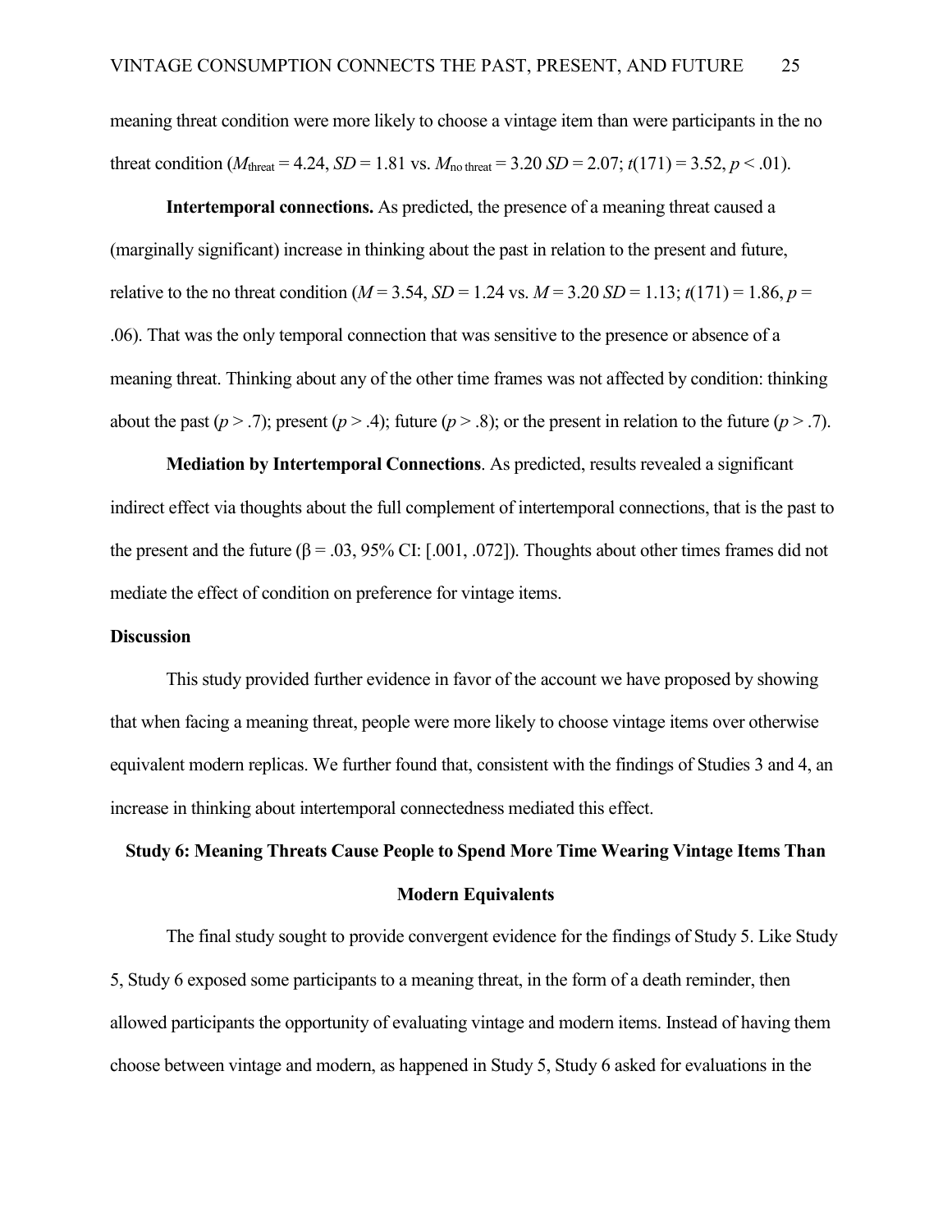meaning threat condition were more likely to choose a vintage item than were participants in the no threat condition ($M_{\text{threat}} = 4.24$, $SD = 1.81$ vs. $M_{\text{no threat}} = 3.20$ $SD = 2.07$; $t(171) = 3.52$, $p < .01$).

**Intertemporal connections.** As predicted, the presence of a meaning threat caused a (marginally significant) increase in thinking about the past in relation to the present and future, relative to the no threat condition ($M = 3.54$, $SD = 1.24$ vs. $M = 3.20$ $SD = 1.13$; $t(171) = 1.86$, $p = .06$). That was the only temporal connection that was sensitive to the presence or absence of a meaning threat. Thinking about any of the other time frames was not affected by condition: thinking about the past ($p > .7$); present ($p > .4$); future ($p > .8$); or the present in relation to the future ($p > .7$).

**Mediation by Intertemporal Connections**. As predicted, results revealed a significant indirect effect via thoughts about the full complement of intertemporal connections, that is the past to the present and the future ($\beta = .03$, 95% CI: [.001, .072]). Thoughts about other times frames did not mediate the effect of condition on preference for vintage items.

## Discussion

This study provided further evidence in favor of the account we have proposed by showing that when facing a meaning threat, people were more likely to choose vintage items over otherwise equivalent modern replicas. We further found that, consistent with the findings of Studies 3 and 4, an increase in thinking about intertemporal connectedness mediated this effect.

## Study 6: Meaning Threats Cause People to Spend More Time Wearing Vintage Items Than Modern Equivalents

The final study sought to provide convergent evidence for the findings of Study 5. Like Study 5, Study 6 exposed some participants to a meaning threat, in the form of a death reminder, then allowed participants the opportunity of evaluating vintage and modern items. Instead of having them choose between vintage and modern, as happened in Study 5, Study 6 asked for evaluations in the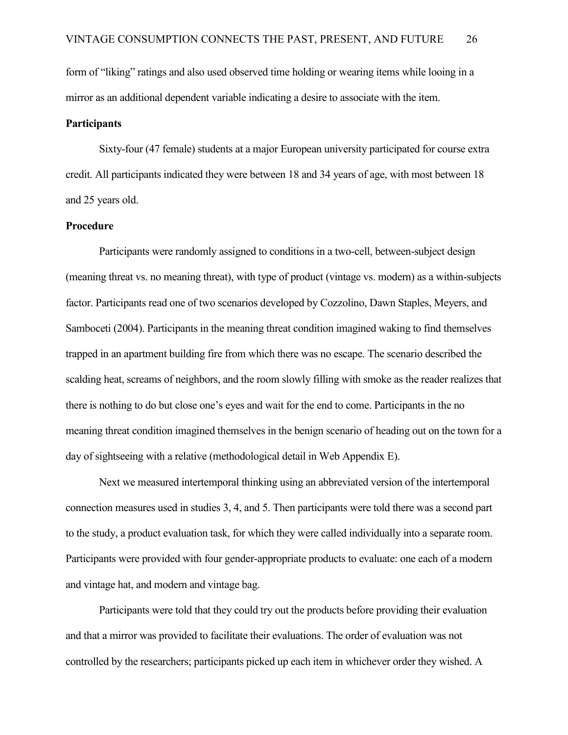form of "liking" ratings and also used observed time holding or wearing items while looing in a mirror as an additional dependent variable indicating a desire to associate with the item.

**Participants**

Sixty-four (47 female) students at a major European university participated for course extra credit. All participants indicated they were between 18 and 34 years of age, with most between 18 and 25 years old.

**Procedure**

Participants were randomly assigned to conditions in a two-cell, between-subject design (meaning threat vs. no meaning threat), with type of product (vintage vs. modern) as a within-subjects factor. Participants read one of two scenarios developed by Cozzolino, Dawn Staples, Meyers, and Samboceti (2004). Participants in the meaning threat condition imagined waking to find themselves trapped in an apartment building fire from which there was no escape. The scenario described the scalding heat, screams of neighbors, and the room slowly filling with smoke as the reader realizes that there is nothing to do but close one's eyes and wait for the end to come. Participants in the no meaning threat condition imagined themselves in the benign scenario of heading out on the town for a day of sightseeing with a relative (methodological detail in Web Appendix E).

Next we measured intertemporal thinking using an abbreviated version of the intertemporal connection measures used in studies 3, 4, and 5. Then participants were told there was a second part to the study, a product evaluation task, for which they were called individually into a separate room. Participants were provided with four gender-appropriate products to evaluate: one each of a modern and vintage hat, and modern and vintage bag.

Participants were told that they could try out the products before providing their evaluation and that a mirror was provided to facilitate their evaluations. The order of evaluation was not controlled by the researchers; participants picked up each item in whichever order they wished. A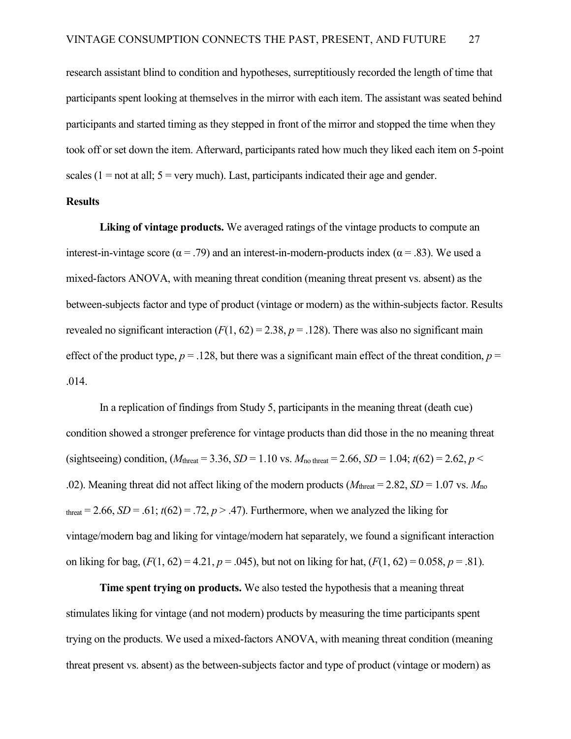research assistant blind to condition and hypotheses, surreptitiously recorded the length of time that participants spent looking at themselves in the mirror with each item. The assistant was seated behind participants and started timing as they stepped in front of the mirror and stopped the time when they took off or set down the item. Afterward, participants rated how much they liked each item on 5-point scales (1 = not at all; 5 = very much). Last, participants indicated their age and gender.

**Results**

**Liking of vintage products.** We averaged ratings of the vintage products to compute an interest-in-vintage score ($\alpha = .79$) and an interest-in-modern-products index ($\alpha = .83$). We used a mixed-factors ANOVA, with meaning threat condition (meaning threat present vs. absent) as the between-subjects factor and type of product (vintage or modern) as the within-subjects factor. Results revealed no significant interaction ($F(1, 62) = 2.38$, $p = .128$). There was also no significant main effect of the product type, $p = .128$, but there was a significant main effect of the threat condition, $p = .014$.

In a replication of findings from Study 5, participants in the meaning threat (death cue) condition showed a stronger preference for vintage products than did those in the no meaning threat (sightseeing) condition, ($M_{\text{threat}} = 3.36$, $SD = 1.10$ vs. $M_{\text{no threat}} = 2.66$, $SD = 1.04$; $t(62) = 2.62$, $p < .02$). Meaning threat did not affect liking of the modern products ($M_{\text{threat}} = 2.82$, $SD = 1.07$ vs. $M_{\text{no threat}} = 2.66$, $SD = .61$; $t(62) = .72$, $p > .47$). Furthermore, when we analyzed the liking for vintage/modern bag and liking for vintage/modern hat separately, we found a significant interaction on liking for bag, ($F(1, 62) = 4.21$, $p = .045$), but not on liking for hat, ($F(1, 62) = 0.058$, $p = .81$).

**Time spent trying on products.** We also tested the hypothesis that a meaning threat stimulates liking for vintage (and not modern) products by measuring the time participants spent trying on the products. We used a mixed-factors ANOVA, with meaning threat condition (meaning threat present vs. absent) as the between-subjects factor and type of product (vintage or modern) as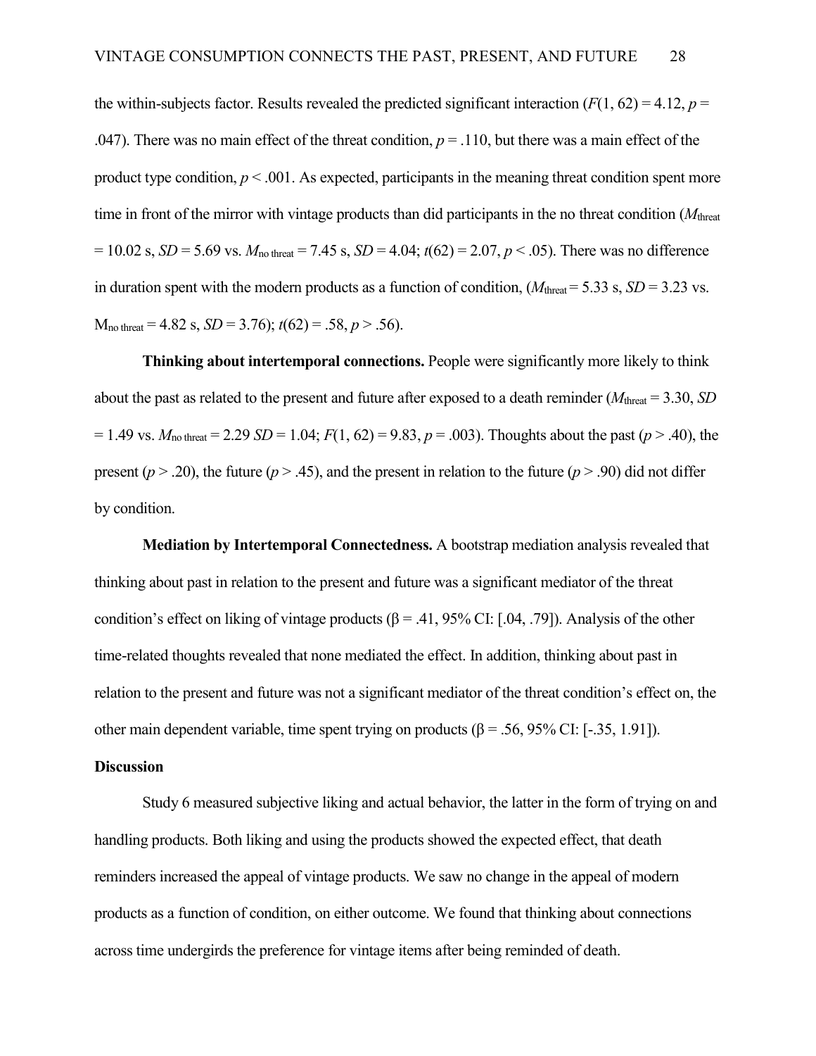the within-subjects factor. Results revealed the predicted significant interaction ($F(1, 62) = 4.12$, $p = .047$). There was no main effect of the threat condition, $p = .110$, but there was a main effect of the product type condition, $p < .001$. As expected, participants in the meaning threat condition spent more time in front of the mirror with vintage products than did participants in the no threat condition ($M_{\text{threat}} = 10.02$ s, $SD = 5.69$ vs. $M_{\text{no threat}} = 7.45$ s, $SD = 4.04$; $t(62) = 2.07$, $p < .05$). There was no difference in duration spent with the modern products as a function of condition, ($M_{\text{threat}} = 5.33$ s, $SD = 3.23$ vs. $M_{\text{no threat}} = 4.82$ s, $SD = 3.76$); $t(62) = .58$, $p > .56$).

**Thinking about intertemporal connections.** People were significantly more likely to think about the past as related to the present and future after exposed to a death reminder ($M_{\text{threat}} = 3.30$, $SD = 1.49$ vs. $M_{\text{no threat}} = 2.29$ $SD = 1.04$; $F(1, 62) = 9.83$, $p = .003$). Thoughts about the past ($p > .40$), the present ($p > .20$), the future ($p > .45$), and the present in relation to the future ($p > .90$) did not differ by condition.

**Mediation by Intertemporal Connectedness.** A bootstrap mediation analysis revealed that thinking about past in relation to the present and future was a significant mediator of the threat condition's effect on liking of vintage products ($\beta = .41$, 95% CI: [.04, .79]). Analysis of the other time-related thoughts revealed that none mediated the effect. In addition, thinking about past in relation to the present and future was not a significant mediator of the threat condition's effect on, the other main dependent variable, time spent trying on products ($\beta = .56$, 95% CI: [-.35, 1.91]).

**Discussion**

Study 6 measured subjective liking and actual behavior, the latter in the form of trying on and handling products. Both liking and using the products showed the expected effect, that death reminders increased the appeal of vintage products. We saw no change in the appeal of modern products as a function of condition, on either outcome. We found that thinking about connections across time undergirds the preference for vintage items after being reminded of death.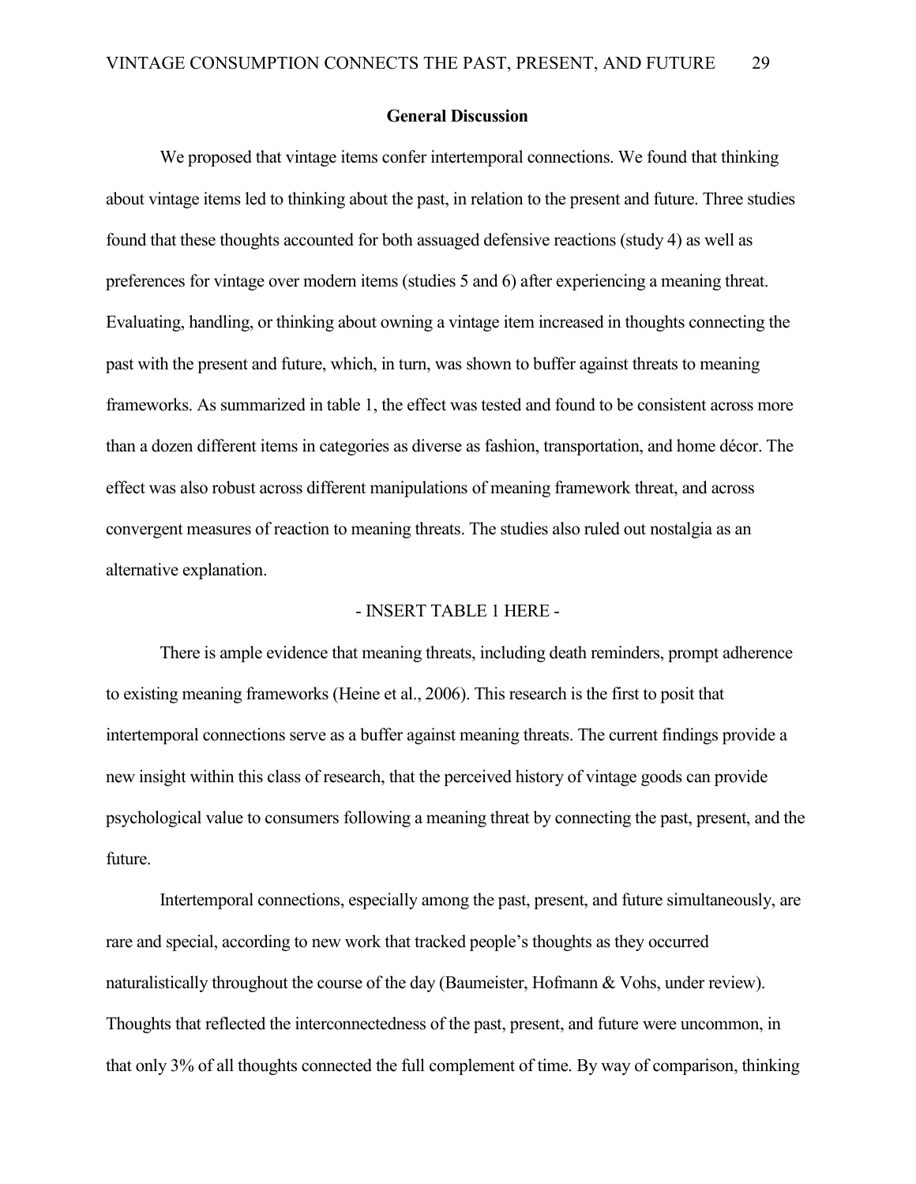## General Discussion

We proposed that vintage items confer intertemporal connections. We found that thinking about vintage items led to thinking about the past, in relation to the present and future. Three studies found that these thoughts accounted for both assuaged defensive reactions (study 4) as well as preferences for vintage over modern items (studies 5 and 6) after experiencing a meaning threat. Evaluating, handling, or thinking about owning a vintage item increased in thoughts connecting the past with the present and future, which, in turn, was shown to buffer against threats to meaning frameworks. As summarized in table 1, the effect was tested and found to be consistent across more than a dozen different items in categories as diverse as fashion, transportation, and home décor. The effect was also robust across different manipulations of meaning framework threat, and across convergent measures of reaction to meaning threats. The studies also ruled out nostalgia as an alternative explanation.

- INSERT TABLE 1 HERE -

There is ample evidence that meaning threats, including death reminders, prompt adherence to existing meaning frameworks (Heine et al., 2006). This research is the first to posit that intertemporal connections serve as a buffer against meaning threats. The current findings provide a new insight within this class of research, that the perceived history of vintage goods can provide psychological value to consumers following a meaning threat by connecting the past, present, and the future.

Intertemporal connections, especially among the past, present, and future simultaneously, are rare and special, according to new work that tracked people's thoughts as they occurred naturalistically throughout the course of the day (Baumeister, Hofmann & Vohs, under review). Thoughts that reflected the interconnectedness of the past, present, and future were uncommon, in that only 3% of all thoughts connected the full complement of time. By way of comparison, thinking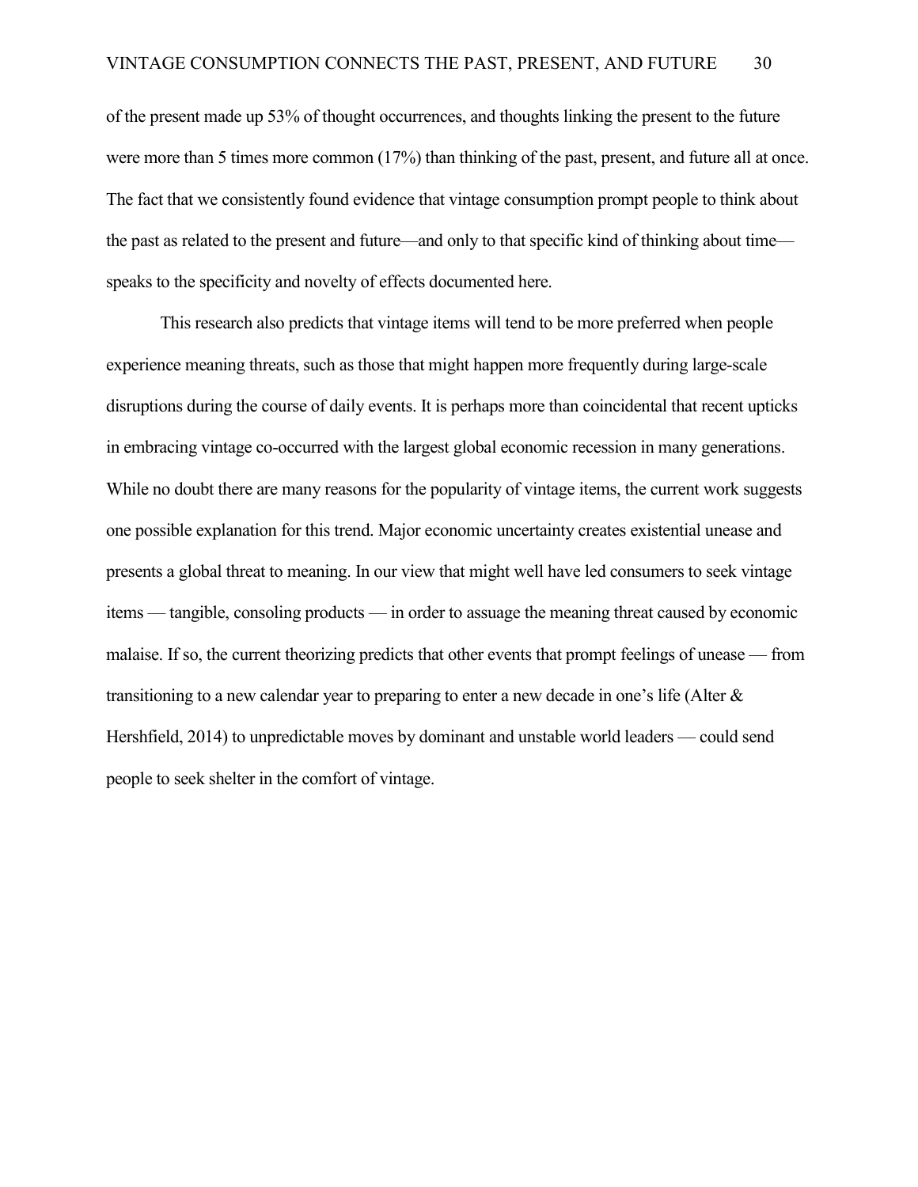of the present made up 53% of thought occurrences, and thoughts linking the present to the future were more than 5 times more common (17%) than thinking of the past, present, and future all at once. The fact that we consistently found evidence that vintage consumption prompt people to think about the past as related to the present and future—and only to that specific kind of thinking about time—speaks to the specificity and novelty of effects documented here.

This research also predicts that vintage items will tend to be more preferred when people experience meaning threats, such as those that might happen more frequently during large-scale disruptions during the course of daily events. It is perhaps more than coincidental that recent upticks in embracing vintage co-occurred with the largest global economic recession in many generations. While no doubt there are many reasons for the popularity of vintage items, the current work suggests one possible explanation for this trend. Major economic uncertainty creates existential unease and presents a global threat to meaning. In our view that might well have led consumers to seek vintage items — tangible, consoling products — in order to assuage the meaning threat caused by economic malaise. If so, the current theorizing predicts that other events that prompt feelings of unease — from transitioning to a new calendar year to preparing to enter a new decade in one's life (Alter & Hershfield, 2014) to unpredictable moves by dominant and unstable world leaders — could send people to seek shelter in the comfort of vintage.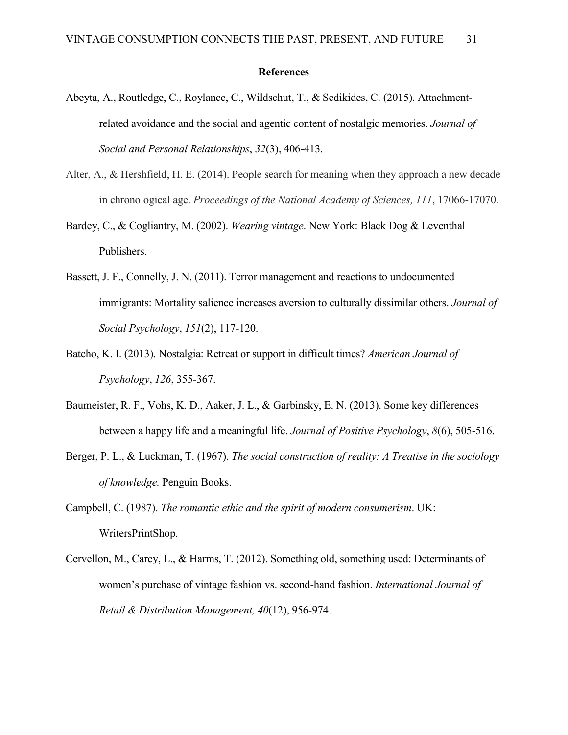## References

Abeyta, A., Routledge, C., Roylance, C., Wildschut, T., & Sedikides, C. (2015). Attachment-related avoidance and the social and agentic content of nostalgic memories. *Journal of Social and Personal Relationships*, *32*(3), 406-413.

Alter, A., & Hershfield, H. E. (2014). People search for meaning when they approach a new decade in chronological age. *Proceedings of the National Academy of Sciences, 111*, 17066-17070.

Bardey, C., & Cogliantry, M. (2002). *Wearing vintage*. New York: Black Dog & Leventhal Publishers.

Bassett, J. F., Connelly, J. N. (2011). Terror management and reactions to undocumented immigrants: Mortality salience increases aversion to culturally dissimilar others. *Journal of Social Psychology*, *151*(2), 117-120.

Batcho, K. I. (2013). Nostalgia: Retreat or support in difficult times? *American Journal of Psychology*, *126*, 355-367.

Baumeister, R. F., Vohs, K. D., Aaker, J. L., & Garbinsky, E. N. (2013). Some key differences between a happy life and a meaningful life. *Journal of Positive Psychology*, *8*(6), 505-516.

Berger, P. L., & Luckman, T. (1967). *The social construction of reality: A Treatise in the sociology of knowledge.* Penguin Books.

Campbell, C. (1987). *The romantic ethic and the spirit of modern consumerism*. UK: WritersPrintShop.

Cervellon, M., Carey, L., & Harms, T. (2012). Something old, something used: Determinants of women's purchase of vintage fashion vs. second-hand fashion. *International Journal of Retail & Distribution Management, 40*(12), 956-974.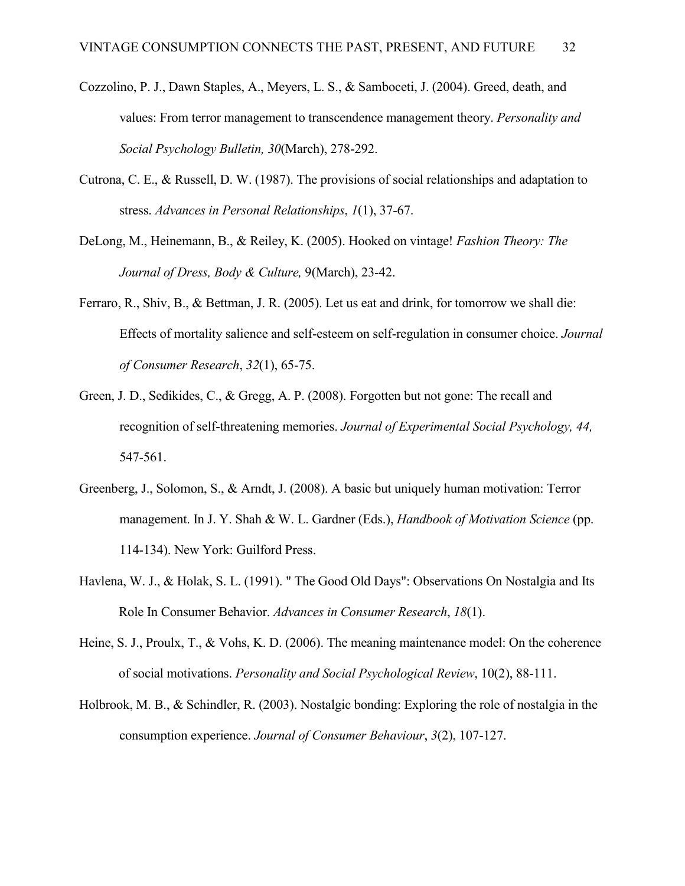Cozzolino, P. J., Dawn Staples, A., Meyers, L. S., & Samboceti, J. (2004). Greed, death, and values: From terror management to transcendence management theory. *Personality and Social Psychology Bulletin, 30*(March), 278-292.

Cutrona, C. E., & Russell, D. W. (1987). The provisions of social relationships and adaptation to stress. *Advances in Personal Relationships*, *1*(1), 37-67.

DeLong, M., Heinemann, B., & Reiley, K. (2005). Hooked on vintage! *Fashion Theory: The Journal of Dress, Body & Culture,* 9(March), 23-42.

Ferraro, R., Shiv, B., & Bettman, J. R. (2005). Let us eat and drink, for tomorrow we shall die: Effects of mortality salience and self-esteem on self-regulation in consumer choice. *Journal of Consumer Research*, *32*(1), 65-75.

Green, J. D., Sedikides, C., & Gregg, A. P. (2008). Forgotten but not gone: The recall and recognition of self-threatening memories. *Journal of Experimental Social Psychology, 44,* 547-561.

Greenberg, J., Solomon, S., & Arndt, J. (2008). A basic but uniquely human motivation: Terror management. In J. Y. Shah & W. L. Gardner (Eds.), *Handbook of Motivation Science* (pp. 114-134). New York: Guilford Press.

Havlena, W. J., & Holak, S. L. (1991). " The Good Old Days": Observations On Nostalgia and Its Role In Consumer Behavior. *Advances in Consumer Research*, *18*(1).

Heine, S. J., Proulx, T., & Vohs, K. D. (2006). The meaning maintenance model: On the coherence of social motivations. *Personality and Social Psychological Review*, 10(2), 88-111.

Holbrook, M. B., & Schindler, R. (2003). Nostalgic bonding: Exploring the role of nostalgia in the consumption experience. *Journal of Consumer Behaviour*, *3*(2), 107-127.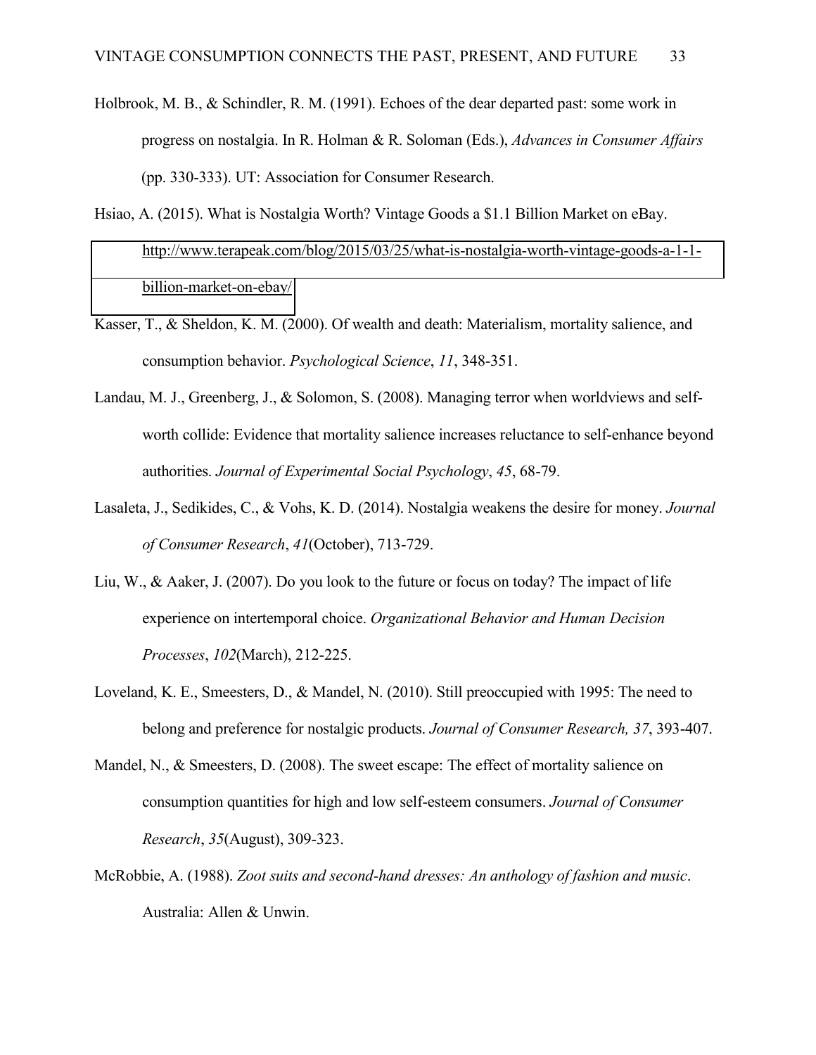Holbrook, M. B., & Schindler, R. M. (1991). Echoes of the dear departed past: some work in progress on nostalgia. In R. Holman & R. Soloman (Eds.), *Advances in Consumer Affairs* (pp. 330-333). UT: Association for Consumer Research.

Hsiao, A. (2015). What is Nostalgia Worth? Vintage Goods a $1.1 Billion Market on eBay. http://www.terapeak.com/blog/2015/03/25/what-is-nostalgia-worth-vintage-goods-a-1-1-billion-market-on-ebay/

Kasser, T., & Sheldon, K. M. (2000). Of wealth and death: Materialism, mortality salience, and consumption behavior. *Psychological Science*, *11*, 348-351.

Landau, M. J., Greenberg, J., & Solomon, S. (2008). Managing terror when worldviews and self-worth collide: Evidence that mortality salience increases reluctance to self-enhance beyond authorities. *Journal of Experimental Social Psychology*, *45*, 68-79.

Lasaleta, J., Sedikides, C., & Vohs, K. D. (2014). Nostalgia weakens the desire for money. *Journal of Consumer Research*, *41*(October), 713-729.

Liu, W., & Aaker, J. (2007). Do you look to the future or focus on today? The impact of life experience on intertemporal choice. *Organizational Behavior and Human Decision Processes*, *102*(March), 212-225.

Loveland, K. E., Smeesters, D., & Mandel, N. (2010). Still preoccupied with 1995: The need to belong and preference for nostalgic products. *Journal of Consumer Research, 37*, 393-407.

Mandel, N., & Smeesters, D. (2008). The sweet escape: The effect of mortality salience on consumption quantities for high and low self-esteem consumers. *Journal of Consumer Research*, *35*(August), 309-323.

McRobbie, A. (1988). *Zoot suits and second-hand dresses: An anthology of fashion and music*. Australia: Allen & Unwin.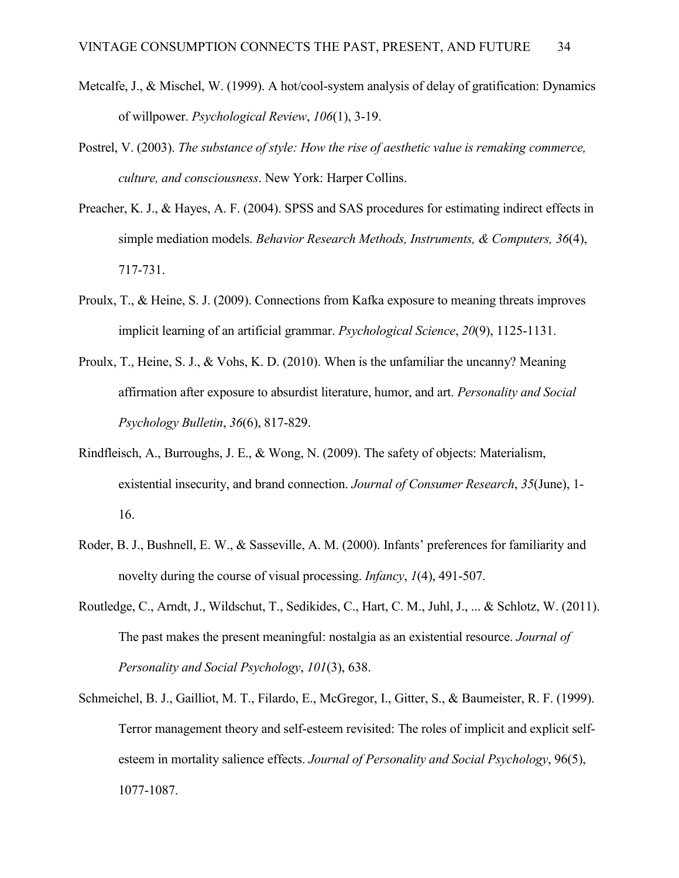Metcalfe, J., & Mischel, W. (1999). A hot/cool-system analysis of delay of gratification: Dynamics of willpower. *Psychological Review*, *106*(1), 3-19.

Postrel, V. (2003). *The substance of style: How the rise of aesthetic value is remaking commerce, culture, and consciousness*. New York: Harper Collins.

Preacher, K. J., & Hayes, A. F. (2004). SPSS and SAS procedures for estimating indirect effects in simple mediation models. *Behavior Research Methods, Instruments, & Computers, 36*(4), 717-731.

Proulx, T., & Heine, S. J. (2009). Connections from Kafka exposure to meaning threats improves implicit learning of an artificial grammar. *Psychological Science*, *20*(9), 1125-1131.

Proulx, T., Heine, S. J., & Vohs, K. D. (2010). When is the unfamiliar the uncanny? Meaning affirmation after exposure to absurdist literature, humor, and art. *Personality and Social Psychology Bulletin*, *36*(6), 817-829.

Rindfleisch, A., Burroughs, J. E., & Wong, N. (2009). The safety of objects: Materialism, existential insecurity, and brand connection. *Journal of Consumer Research*, *35*(June), 1-16.

Roder, B. J., Bushnell, E. W., & Sasseville, A. M. (2000). Infants' preferences for familiarity and novelty during the course of visual processing. *Infancy*, *1*(4), 491-507.

Routledge, C., Arndt, J., Wildschut, T., Sedikides, C., Hart, C. M., Juhl, J., ... & Schlotz, W. (2011). The past makes the present meaningful: nostalgia as an existential resource. *Journal of Personality and Social Psychology*, *101*(3), 638.

Schmeichel, B. J., Gailliot, M. T., Filardo, E., McGregor, I., Gitter, S., & Baumeister, R. F. (1999). Terror management theory and self-esteem revisited: The roles of implicit and explicit self-esteem in mortality salience effects. *Journal of Personality and Social Psychology*, 96(5), 1077-1087.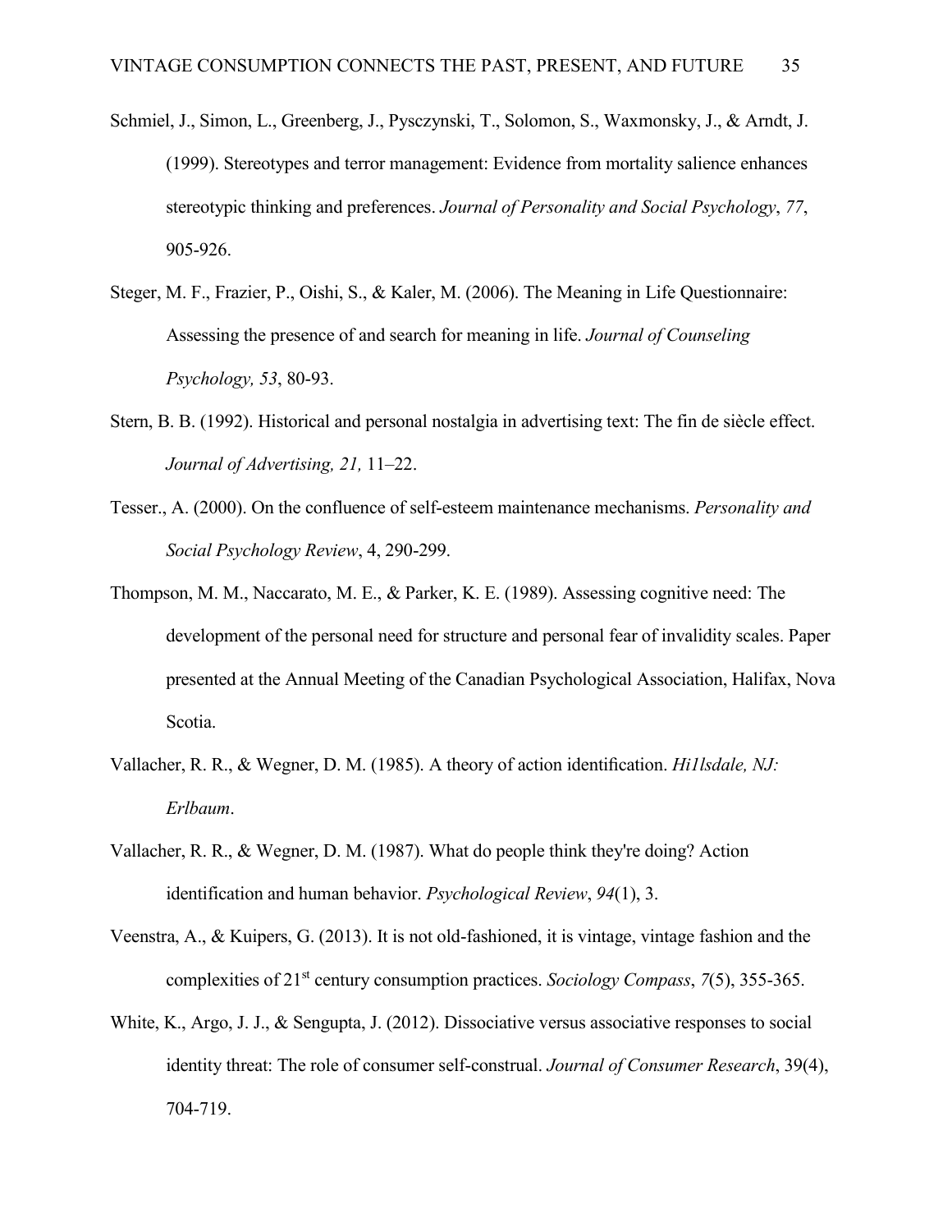Schmiel, J., Simon, L., Greenberg, J., Pysczynski, T., Solomon, S., Waxmonsky, J., & Arndt, J. (1999). Stereotypes and terror management: Evidence from mortality salience enhances stereotypic thinking and preferences. *Journal of Personality and Social Psychology*, *77*, 905-926.

Steger, M. F., Frazier, P., Oishi, S., & Kaler, M. (2006). The Meaning in Life Questionnaire: Assessing the presence of and search for meaning in life. *Journal of Counseling Psychology, 53*, 80-93.

Stern, B. B. (1992). Historical and personal nostalgia in advertising text: The fin de siècle effect. *Journal of Advertising, 21,* 11–22.

Tesser., A. (2000). On the confluence of self-esteem maintenance mechanisms. *Personality and Social Psychology Review*, 4, 290-299.

Thompson, M. M., Naccarato, M. E., & Parker, K. E. (1989). Assessing cognitive need: The development of the personal need for structure and personal fear of invalidity scales. Paper presented at the Annual Meeting of the Canadian Psychological Association, Halifax, Nova Scotia.

Vallacher, R. R., & Wegner, D. M. (1985). A theory of action identification. *Hi1lsdale, NJ: Erlbaum*.

Vallacher, R. R., & Wegner, D. M. (1987). What do people think they're doing? Action identification and human behavior. *Psychological Review*, *94*(1), 3.

Veenstra, A., & Kuipers, G. (2013). It is not old-fashioned, it is vintage, vintage fashion and the complexities of 21st century consumption practices. *Sociology Compass*, *7*(5), 355-365.

White, K., Argo, J. J., & Sengupta, J. (2012). Dissociative versus associative responses to social identity threat: The role of consumer self-construal. *Journal of Consumer Research*, 39(4), 704-719.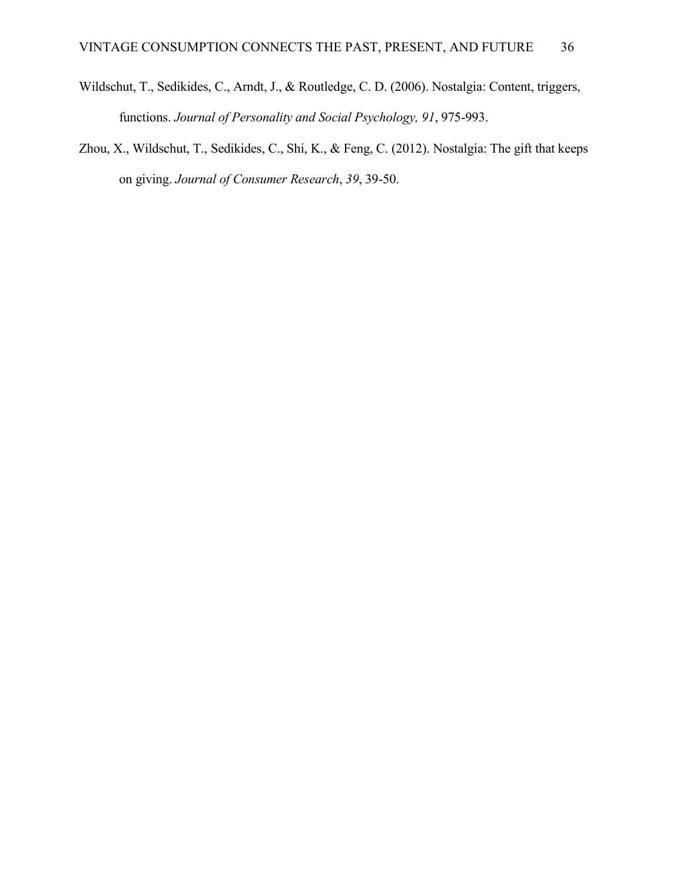Wildschut, T., Sedikides, C., Arndt, J., & Routledge, C. D. (2006). Nostalgia: Content, triggers, functions. *Journal of Personality and Social Psychology, 91*, 975-993.

Zhou, X., Wildschut, T., Sedikides, C., Shi, K., & Feng, C. (2012). Nostalgia: The gift that keeps on giving. *Journal of Consumer Research*, *39*, 39-50.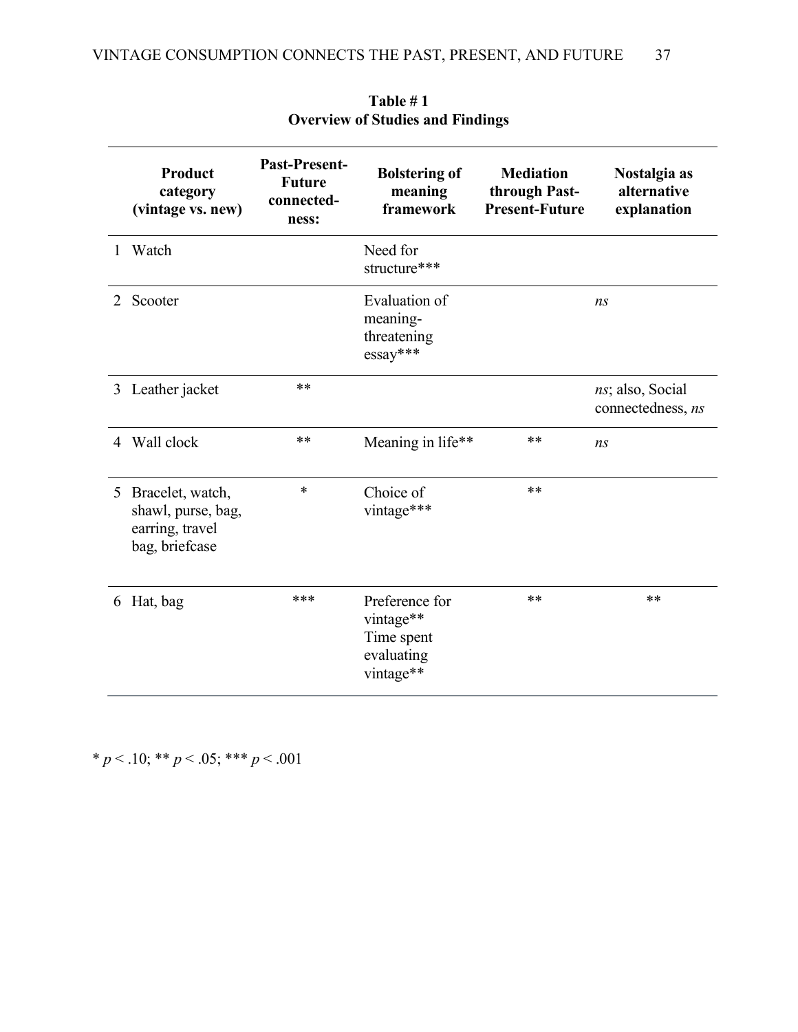**Table # 1**
**Overview of Studies and Findings**

| | Product category (vintage vs. new) | Past-Present-Future connectedness: | Bolstering of meaning framework | Mediation through Past-Present-Future | Nostalgia as alternative explanation |
|---|---|---|---|---|---|
| 1 | Watch | | Need for structure*** | | |
| 2 | Scooter | | Evaluation of meaning-threatening essay*** | | *ns* |
| 3 | Leather jacket | ** | | | *ns*; also, Social connectedness, *ns* |
| 4 | Wall clock | ** | Meaning in life** | ** | *ns* |
| 5 | Bracelet, watch, shawl, purse, bag, earring, travel bag, briefcase | * | Choice of vintage*** | ** | |
| 6 | Hat, bag | *** | Preference for vintage** Time spent evaluating vintage** | ** | ** |

* $p < .10$; ** $p < .05$; *** $p < .001$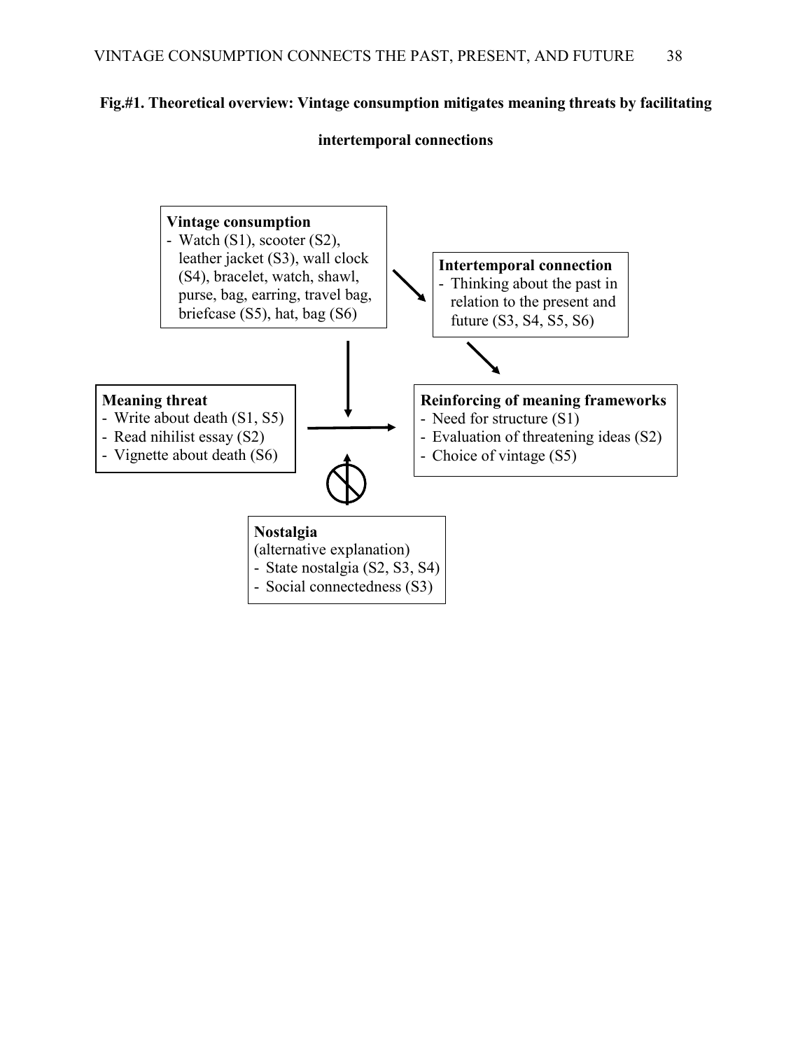**Fig.#1. Theoretical overview: Vintage consumption mitigates meaning threats by facilitating intertemporal connections**

**Vintage consumption**
- Watch (S1), scooter (S2), leather jacket (S3), wall clock (S4), bracelet, watch, shawl, purse, bag, earring, travel bag, briefcase (S5), hat, bag (S6)

**Intertemporal connection**
- Thinking about the past in relation to the present and future (S3, S4, S5, S6)

**Meaning threat**
- Write about death (S1, S5)
- Read nihilist essay (S2)
- Vignette about death (S6)

**Reinforcing of meaning frameworks**
- Need for structure (S1)
- Evaluation of threatening ideas (S2)
- Choice of vintage (S5)

**Nostalgia**
(alternative explanation)
- State nostalgia (S2, S3, S4)
- Social connectedness (S3)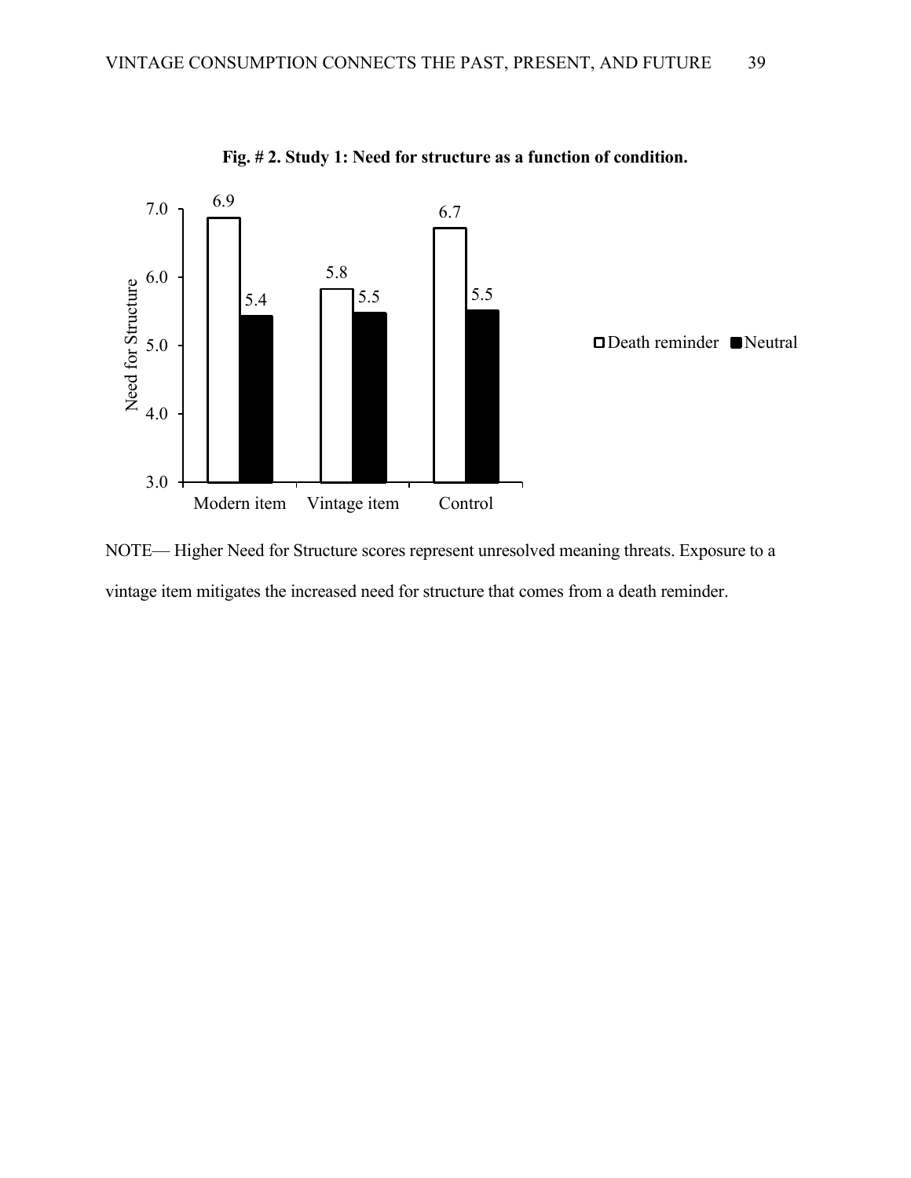**Fig. # 2. Study 1: Need for structure as a function of condition.**

| | Death reminder | Neutral |
|---|---|---|
| Modern item | 6.9 | 5.4 |
| Vintage item | 5.8 | 5.5 |
| Control | 6.7 | 5.5 |

NOTE— Higher Need for Structure scores represent unresolved meaning threats. Exposure to a vintage item mitigates the increased need for structure that comes from a death reminder.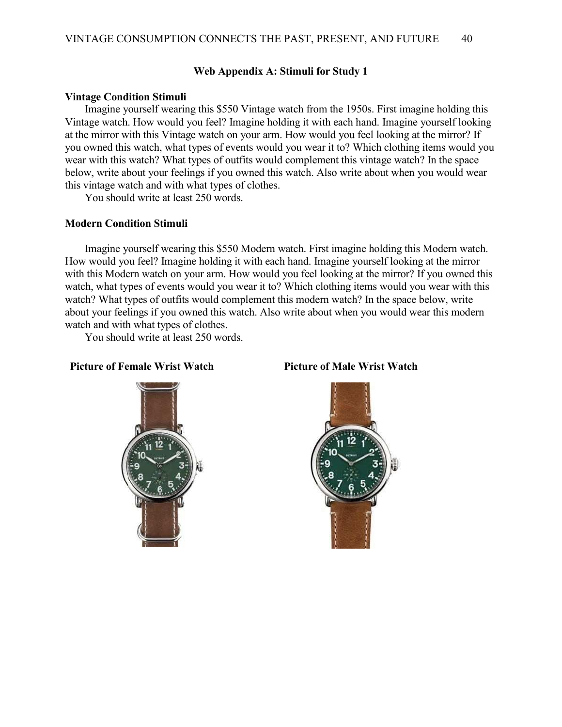**Web Appendix A: Stimuli for Study 1**

**Vintage Condition Stimuli**

Imagine yourself wearing this $550 Vintage watch from the 1950s. First imagine holding this Vintage watch. How would you feel? Imagine holding it with each hand. Imagine yourself looking at the mirror with this Vintage watch on your arm. How would you feel looking at the mirror? If you owned this watch, what types of events would you wear it to? Which clothing items would you wear with this watch? What types of outfits would complement this vintage watch? In the space below, write about your feelings if you owned this watch. Also write about when you would wear this vintage watch and with what types of clothes.

You should write at least 250 words.

**Modern Condition Stimuli**

Imagine yourself wearing this $550 Modern watch. First imagine holding this Modern watch. How would you feel? Imagine holding it with each hand. Imagine yourself looking at the mirror with this Modern watch on your arm. How would you feel looking at the mirror? If you owned this watch, what types of events would you wear it to? Which clothing items would you wear with this watch? What types of outfits would complement this modern watch? In the space below, write about your feelings if you owned this watch. Also write about when you would wear this modern watch and with what types of clothes.

You should write at least 250 words.

**Picture of Female Wrist Watch**

**Picture of Male Wrist Watch**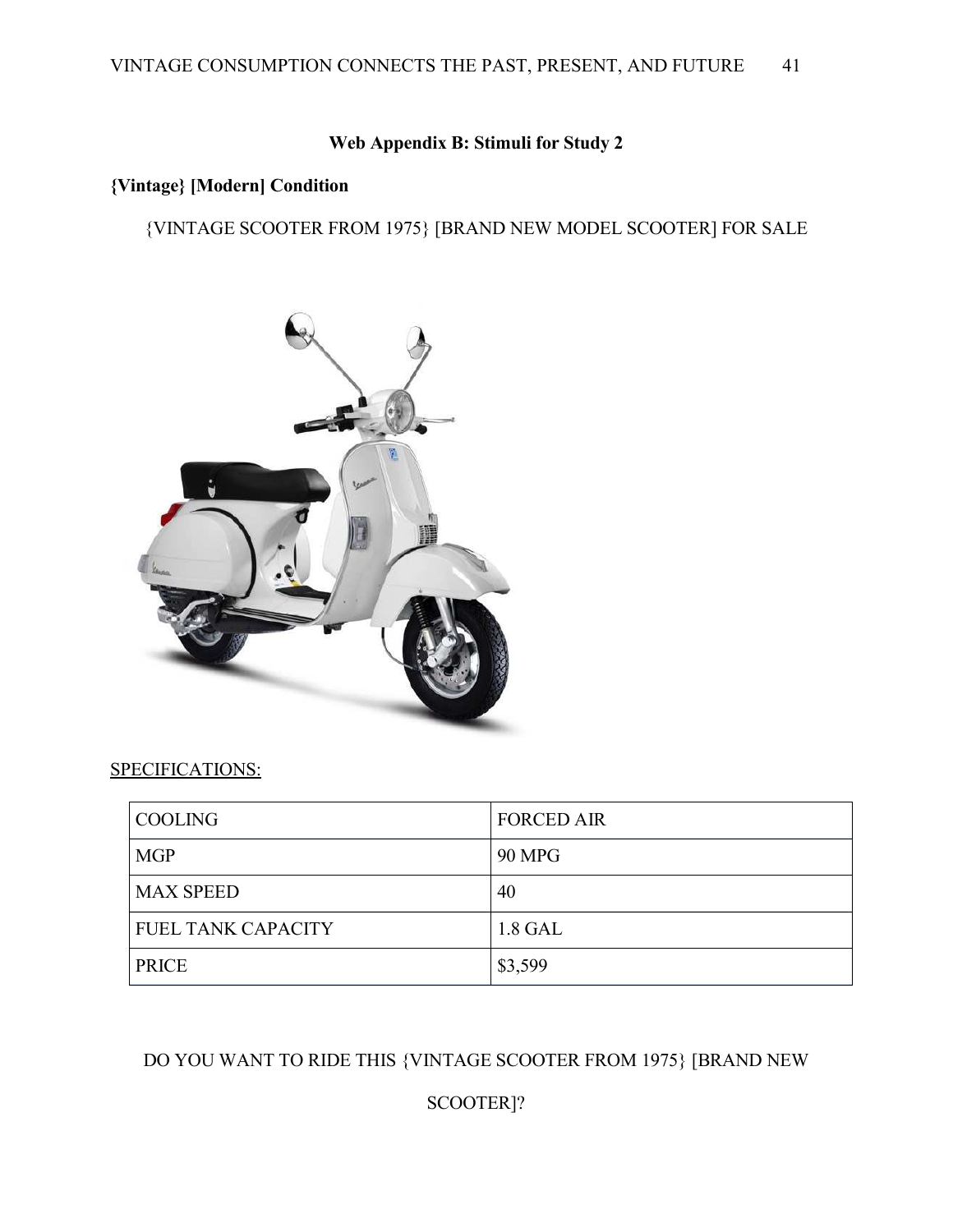**Web Appendix B: Stimuli for Study 2**

**{Vintage} [Modern] Condition**

{VINTAGE SCOOTER FROM 1975} [BRAND NEW MODEL SCOOTER] FOR SALE

SPECIFICATIONS:

| COOLING | FORCED AIR |
|---|---|
| MGP | 90 MPG |
| MAX SPEED | 40 |
| FUEL TANK CAPACITY | 1.8 GAL |
| PRICE | $3,599 |

DO YOU WANT TO RIDE THIS {VINTAGE SCOOTER FROM 1975} [BRAND NEW SCOOTER]?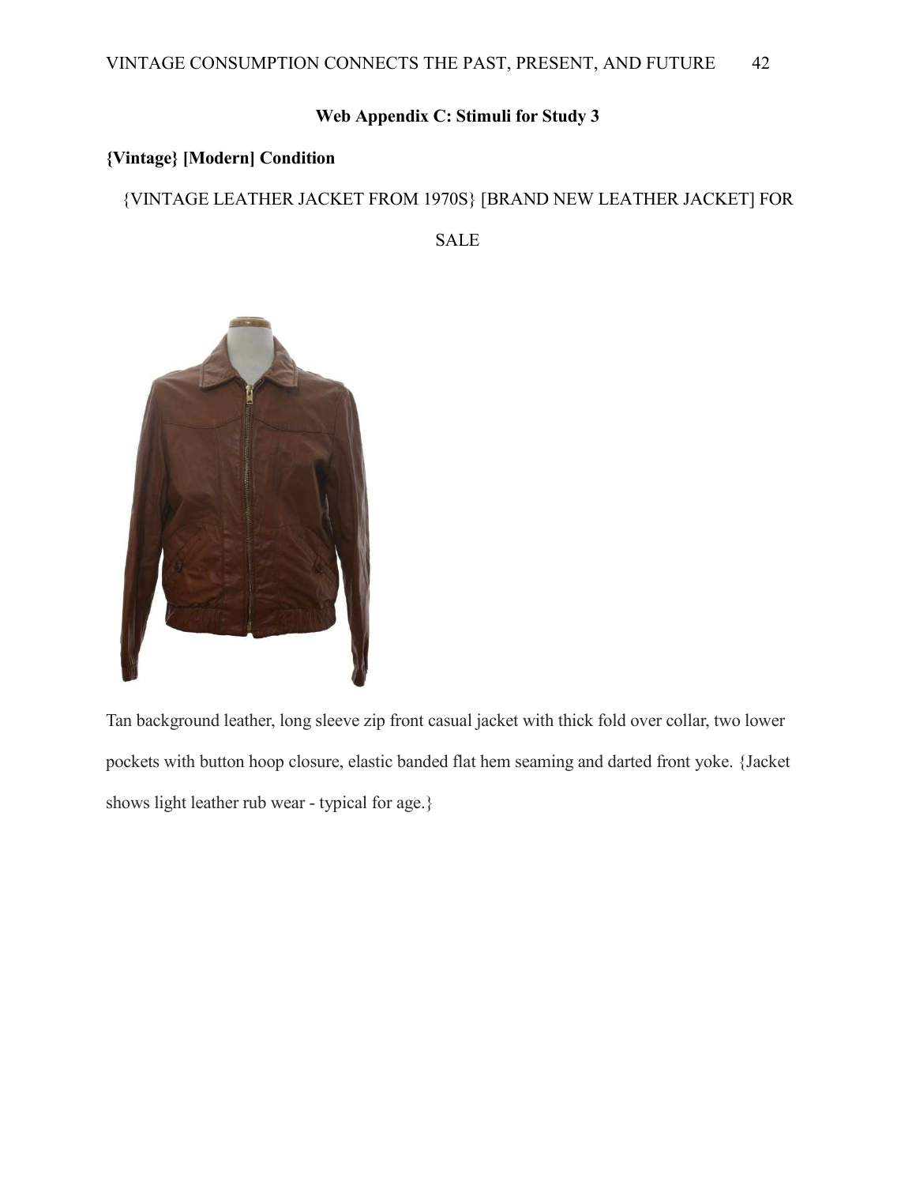**Web Appendix C: Stimuli for Study 3**

**{Vintage} [Modern] Condition**

{VINTAGE LEATHER JACKET FROM 1970S} [BRAND NEW LEATHER JACKET] FOR SALE

Tan background leather, long sleeve zip front casual jacket with thick fold over collar, two lower pockets with button hoop closure, elastic banded flat hem seaming and darted front yoke. {Jacket shows light leather rub wear - typical for age.}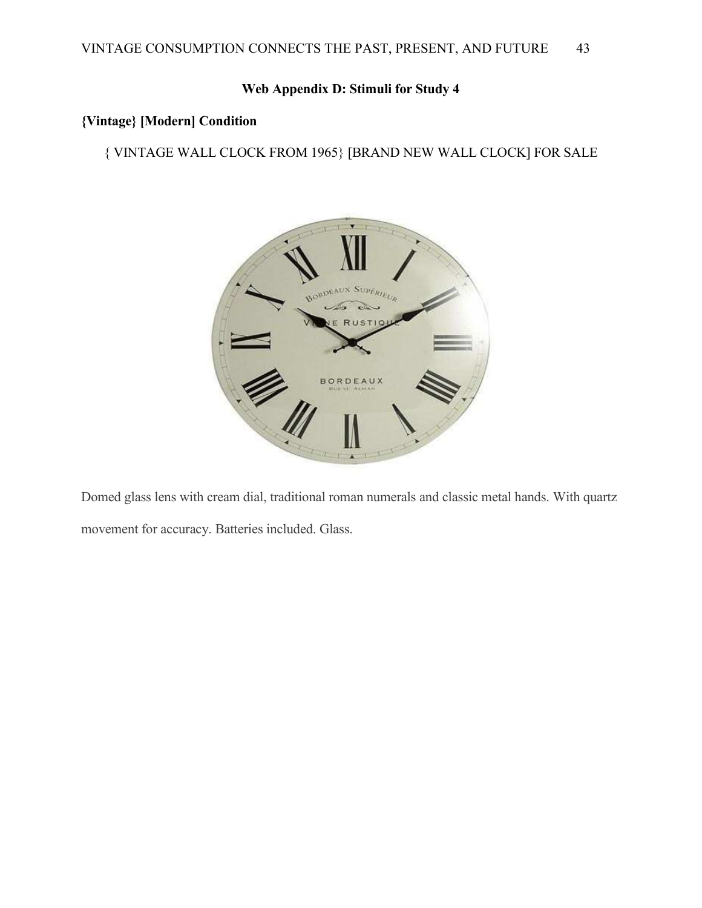## Web Appendix D: Stimuli for Study 4

**{Vintage} [Modern] Condition**

{ VINTAGE WALL CLOCK FROM 1965} [BRAND NEW WALL CLOCK] FOR SALE

Domed glass lens with cream dial, traditional roman numerals and classic metal hands. With quartz movement for accuracy. Batteries included. Glass.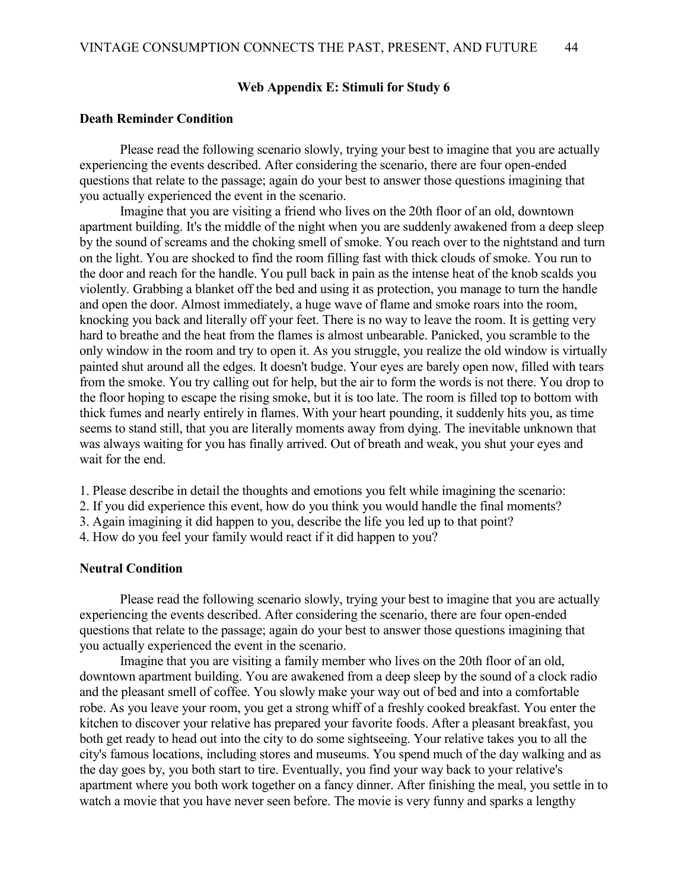## Web Appendix E: Stimuli for Study 6

### Death Reminder Condition

Please read the following scenario slowly, trying your best to imagine that you are actually experiencing the events described. After considering the scenario, there are four open-ended questions that relate to the passage; again do your best to answer those questions imagining that you actually experienced the event in the scenario.

Imagine that you are visiting a friend who lives on the 20th floor of an old, downtown apartment building. It's the middle of the night when you are suddenly awakened from a deep sleep by the sound of screams and the choking smell of smoke. You reach over to the nightstand and turn on the light. You are shocked to find the room filling fast with thick clouds of smoke. You run to the door and reach for the handle. You pull back in pain as the intense heat of the knob scalds you violently. Grabbing a blanket off the bed and using it as protection, you manage to turn the handle and open the door. Almost immediately, a huge wave of flame and smoke roars into the room, knocking you back and literally off your feet. There is no way to leave the room. It is getting very hard to breathe and the heat from the flames is almost unbearable. Panicked, you scramble to the only window in the room and try to open it. As you struggle, you realize the old window is virtually painted shut around all the edges. It doesn't budge. Your eyes are barely open now, filled with tears from the smoke. You try calling out for help, but the air to form the words is not there. You drop to the floor hoping to escape the rising smoke, but it is too late. The room is filled top to bottom with thick fumes and nearly entirely in flames. With your heart pounding, it suddenly hits you, as time seems to stand still, that you are literally moments away from dying. The inevitable unknown that was always waiting for you has finally arrived. Out of breath and weak, you shut your eyes and wait for the end.

1. Please describe in detail the thoughts and emotions you felt while imagining the scenario:
2. If you did experience this event, how do you think you would handle the final moments?
3. Again imagining it did happen to you, describe the life you led up to that point?
4. How do you feel your family would react if it did happen to you?

### Neutral Condition

Please read the following scenario slowly, trying your best to imagine that you are actually experiencing the events described. After considering the scenario, there are four open-ended questions that relate to the passage; again do your best to answer those questions imagining that you actually experienced the event in the scenario.

Imagine that you are visiting a family member who lives on the 20th floor of an old, downtown apartment building. You are awakened from a deep sleep by the sound of a clock radio and the pleasant smell of coffee. You slowly make your way out of bed and into a comfortable robe. As you leave your room, you get a strong whiff of a freshly cooked breakfast. You enter the kitchen to discover your relative has prepared your favorite foods. After a pleasant breakfast, you both get ready to head out into the city to do some sightseeing. Your relative takes you to all the city's famous locations, including stores and museums. You spend much of the day walking and as the day goes by, you both start to tire. Eventually, you find your way back to your relative's apartment where you both work together on a fancy dinner. After finishing the meal, you settle in to watch a movie that you have never seen before. The movie is very funny and sparks a lengthy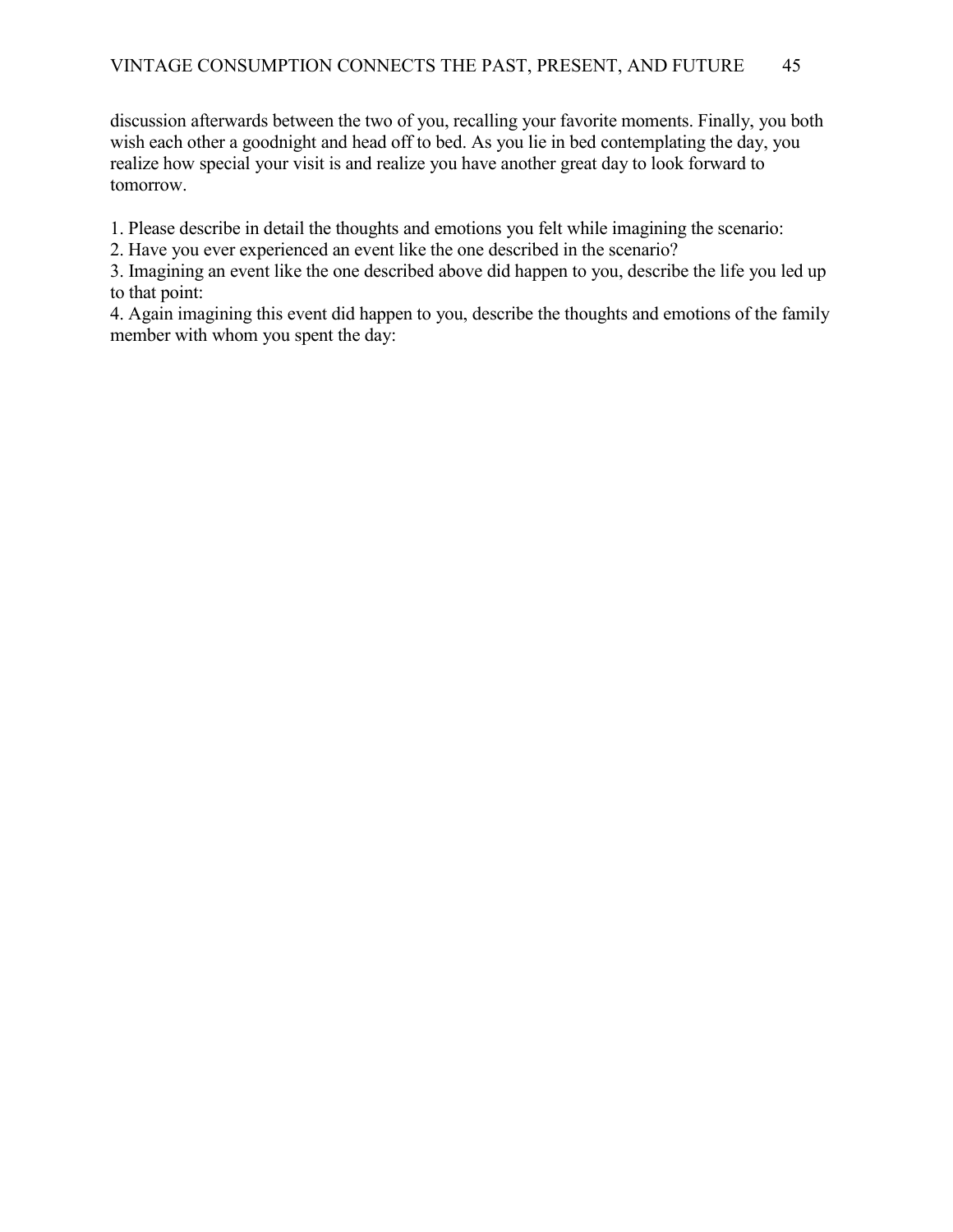discussion afterwards between the two of you, recalling your favorite moments. Finally, you both wish each other a goodnight and head off to bed. As you lie in bed contemplating the day, you realize how special your visit is and realize you have another great day to look forward to tomorrow.

1. Please describe in detail the thoughts and emotions you felt while imagining the scenario:
2. Have you ever experienced an event like the one described in the scenario?
3. Imagining an event like the one described above did happen to you, describe the life you led up to that point:
4. Again imagining this event did happen to you, describe the thoughts and emotions of the family member with whom you spent the day: